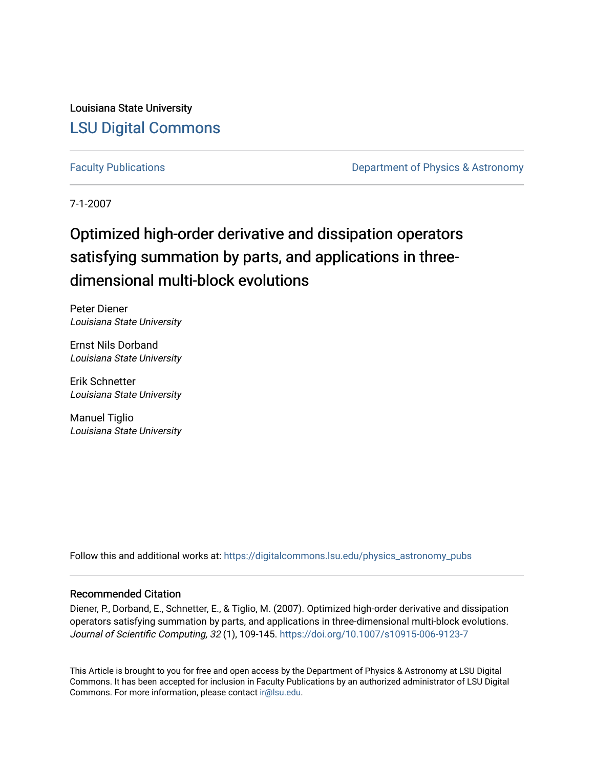Louisiana State University

# LSU Digital Commons

Faculty Publications

Department of Physics & Astronomy

7-1-2007

## Optimized high-order derivative and dissipation operators satisfying summation by parts, and applications in three-dimensional multi-block evolutions

Peter Diener
*Louisiana State University*

Ernst Nils Dorband
*Louisiana State University*

Erik Schnetter
*Louisiana State University*

Manuel Tiglio
*Louisiana State University*

Follow this and additional works at: https://digitalcommons.lsu.edu/physics_astronomy_pubs

### Recommended Citation

Diener, P., Dorband, E., Schnetter, E., & Tiglio, M. (2007). Optimized high-order derivative and dissipation operators satisfying summation by parts, and applications in three-dimensional multi-block evolutions. *Journal of Scientific Computing, 32* (1), 109-145. https://doi.org/10.1007/s10915-006-9123-7

This Article is brought to you for free and open access by the Department of Physics & Astronomy at LSU Digital Commons. It has been accepted for inclusion in Faculty Publications by an authorized administrator of LSU Digital Commons. For more information, please contact ir@lsu.edu.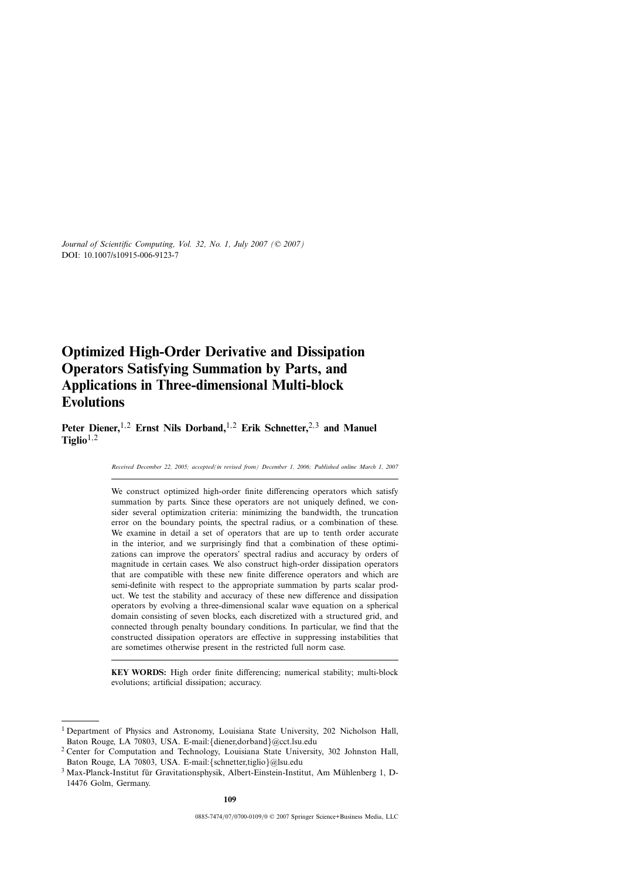*Journal of Scientific Computing, Vol. 32, No. 1, July 2007 (© 2007)*
DOI: 10.1007/s10915-006-9123-7

# Optimized High-Order Derivative and Dissipation Operators Satisfying Summation by Parts, and Applications in Three-dimensional Multi-block Evolutions

**Peter Diener,[1,2] Ernst Nils Dorband,[1,2] Erik Schnetter,[2,3] and Manuel Tiglio[1,2]**

*Received December 22, 2005; accepted(in revised from) December 1, 2006; Published online March 1, 2007*

We construct optimized high-order finite differencing operators which satisfy summation by parts. Since these operators are not uniquely defined, we consider several optimization criteria: minimizing the bandwidth, the truncation error on the boundary points, the spectral radius, or a combination of these. We examine in detail a set of operators that are up to tenth order accurate in the interior, and we surprisingly find that a combination of these optimizations can improve the operators' spectral radius and accuracy by orders of magnitude in certain cases. We also construct high-order dissipation operators that are compatible with these new finite difference operators and which are semi-definite with respect to the appropriate summation by parts scalar product. We test the stability and accuracy of these new difference and dissipation operators by evolving a three-dimensional scalar wave equation on a spherical domain consisting of seven blocks, each discretized with a structured grid, and connected through penalty boundary conditions. In particular, we find that the constructed dissipation operators are effective in suppressing instabilities that are sometimes otherwise present in the restricted full norm case.

**KEY WORDS:** High order finite differencing; numerical stability; multi-block evolutions; artificial dissipation; accuracy.

---

[1] Department of Physics and Astronomy, Louisiana State University, 202 Nicholson Hall, Baton Rouge, LA 70803, USA. E-mail:{diener,dorband}@cct.lsu.edu

[2] Center for Computation and Technology, Louisiana State University, 302 Johnston Hall, Baton Rouge, LA 70803, USA. E-mail:{schnetter,tiglio}@lsu.edu

[3] Max-Planck-Institut für Gravitationsphysik, Albert-Einstein-Institut, Am Mühlenberg 1, D-14476 Golm, Germany.

0885-7474/07/0700-0109/0 © 2007 Springer Science+Business Media, LLC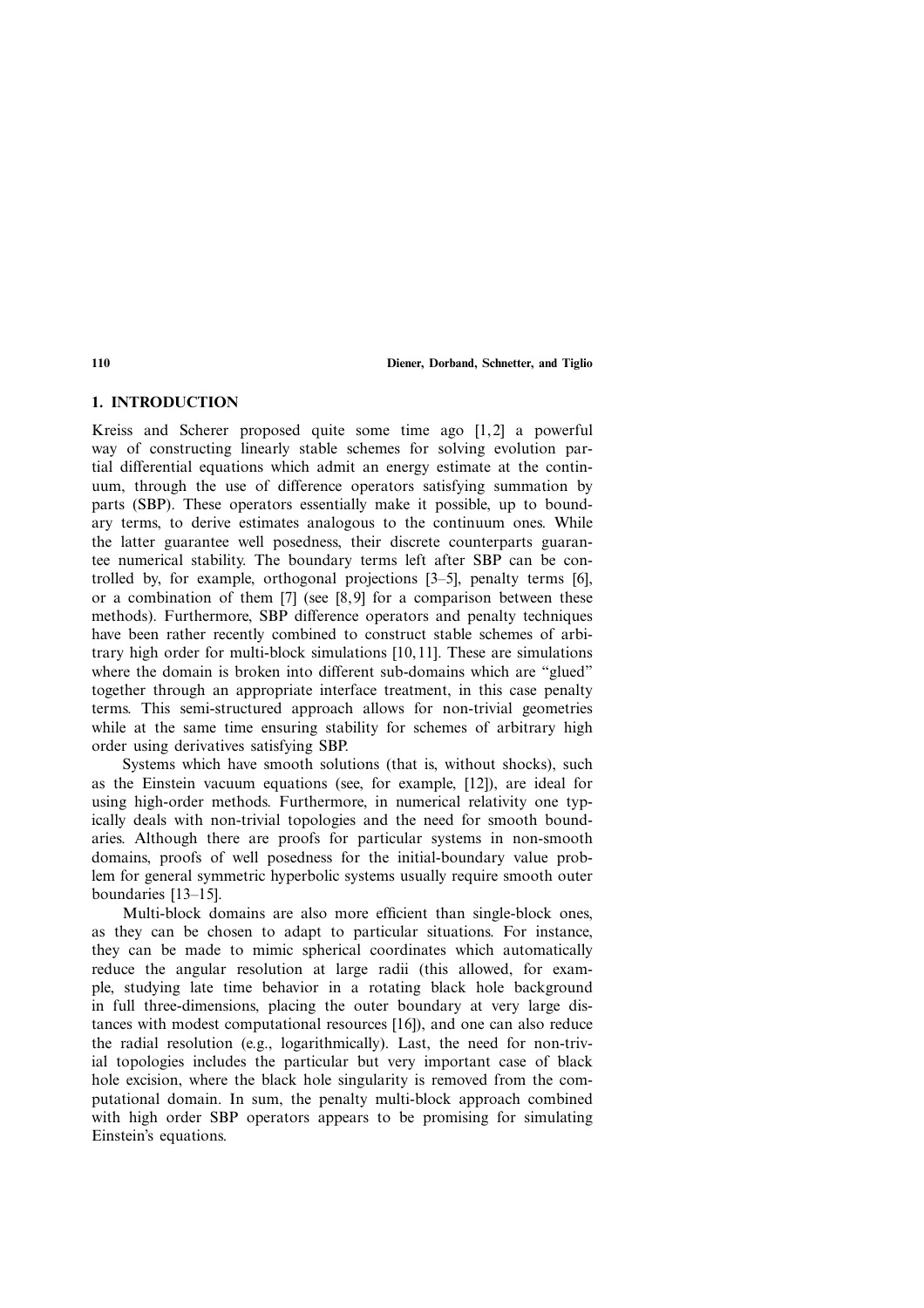## 1. INTRODUCTION

Kreiss and Scherer proposed quite some time ago [1,2] a powerful way of constructing linearly stable schemes for solving evolution partial differential equations which admit an energy estimate at the continuum, through the use of difference operators satisfying summation by parts (SBP). These operators essentially make it possible, up to boundary terms, to derive estimates analogous to the continuum ones. While the latter guarantee well posedness, their discrete counterparts guarantee numerical stability. The boundary terms left after SBP can be controlled by, for example, orthogonal projections [3–5], penalty terms [6], or a combination of them [7] (see [8,9] for a comparison between these methods). Furthermore, SBP difference operators and penalty techniques have been rather recently combined to construct stable schemes of arbitrary high order for multi-block simulations [10,11]. These are simulations where the domain is broken into different sub-domains which are "glued" together through an appropriate interface treatment, in this case penalty terms. This semi-structured approach allows for non-trivial geometries while at the same time ensuring stability for schemes of arbitrary high order using derivatives satisfying SBP.

Systems which have smooth solutions (that is, without shocks), such as the Einstein vacuum equations (see, for example, [12]), are ideal for using high-order methods. Furthermore, in numerical relativity one typically deals with non-trivial topologies and the need for smooth boundaries. Although there are proofs for particular systems in non-smooth domains, proofs of well posedness for the initial-boundary value problem for general symmetric hyperbolic systems usually require smooth outer boundaries [13–15].

Multi-block domains are also more efficient than single-block ones, as they can be chosen to adapt to particular situations. For instance, they can be made to mimic spherical coordinates which automatically reduce the angular resolution at large radii (this allowed, for example, studying late time behavior in a rotating black hole background in full three-dimensions, placing the outer boundary at very large distances with modest computational resources [16]), and one can also reduce the radial resolution (e.g., logarithmically). Last, the need for non-trivial topologies includes the particular but very important case of black hole excision, where the black hole singularity is removed from the computational domain. In sum, the penalty multi-block approach combined with high order SBP operators appears to be promising for simulating Einstein's equations.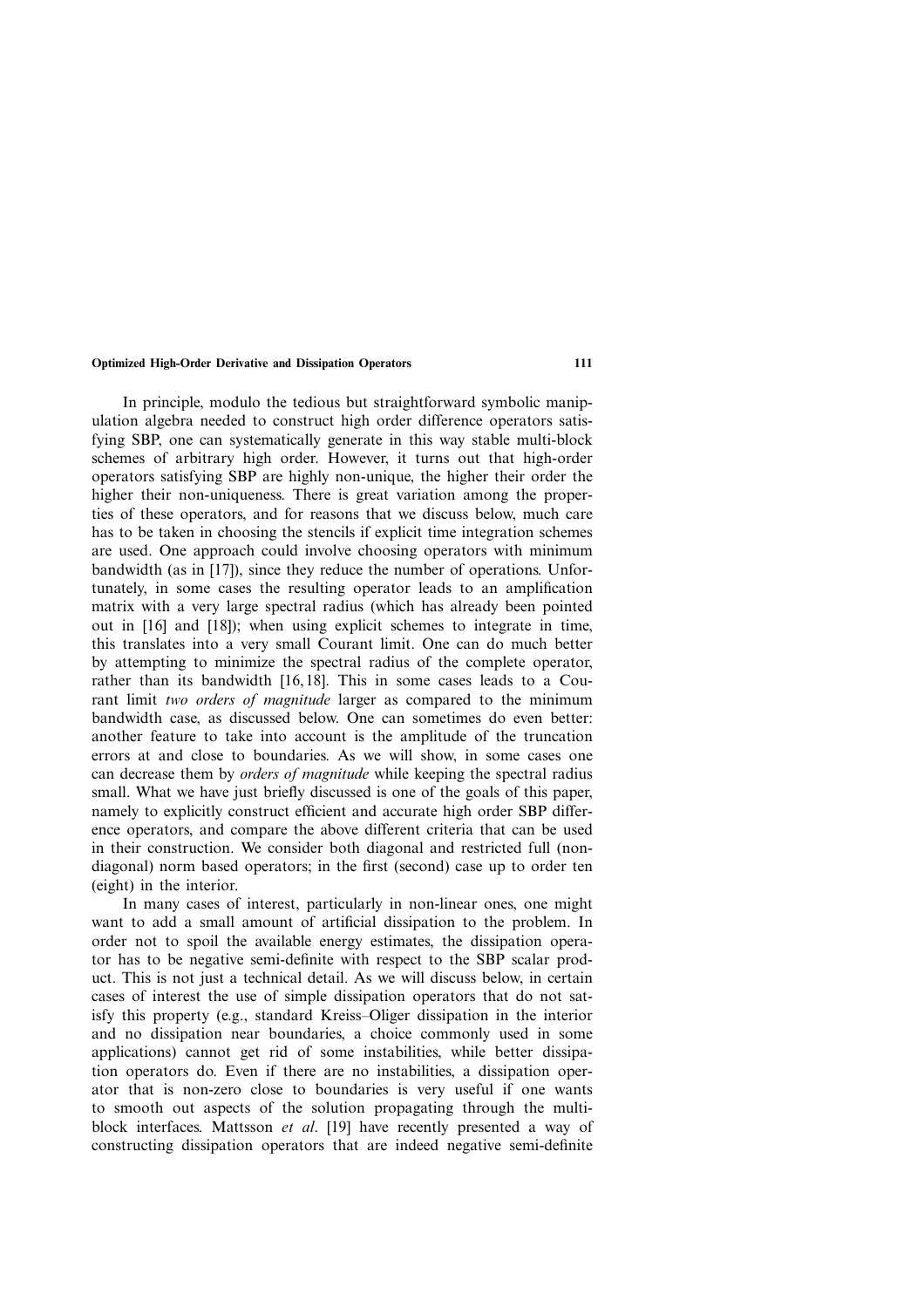In principle, modulo the tedious but straightforward symbolic manipulation algebra needed to construct high order difference operators satisfying SBP, one can systematically generate in this way stable multi-block schemes of arbitrary high order. However, it turns out that high-order operators satisfying SBP are highly non-unique, the higher their order the higher their non-uniqueness. There is great variation among the properties of these operators, and for reasons that we discuss below, much care has to be taken in choosing the stencils if explicit time integration schemes are used. One approach could involve choosing operators with minimum bandwidth (as in [17]), since they reduce the number of operations. Unfortunately, in some cases the resulting operator leads to an amplification matrix with a very large spectral radius (which has already been pointed out in [16] and [18]); when using explicit schemes to integrate in time, this translates into a very small Courant limit. One can do much better by attempting to minimize the spectral radius of the complete operator, rather than its bandwidth [16, 18]. This in some cases leads to a Courant limit *two orders of magnitude* larger as compared to the minimum bandwidth case, as discussed below. One can sometimes do even better: another feature to take into account is the amplitude of the truncation errors at and close to boundaries. As we will show, in some cases one can decrease them by *orders of magnitude* while keeping the spectral radius small. What we have just briefly discussed is one of the goals of this paper, namely to explicitly construct efficient and accurate high order SBP difference operators, and compare the above different criteria that can be used in their construction. We consider both diagonal and restricted full (non-diagonal) norm based operators; in the first (second) case up to order ten (eight) in the interior.

In many cases of interest, particularly in non-linear ones, one might want to add a small amount of artificial dissipation to the problem. In order not to spoil the available energy estimates, the dissipation operator has to be negative semi-definite with respect to the SBP scalar product. This is not just a technical detail. As we will discuss below, in certain cases of interest the use of simple dissipation operators that do not satisfy this property (e.g., standard Kreiss–Oliger dissipation in the interior and no dissipation near boundaries, a choice commonly used in some applications) cannot get rid of some instabilities, while better dissipation operators do. Even if there are no instabilities, a dissipation operator that is non-zero close to boundaries is very useful if one wants to smooth out aspects of the solution propagating through the multi-block interfaces. Mattsson *et al*. [19] have recently presented a way of constructing dissipation operators that are indeed negative semi-definite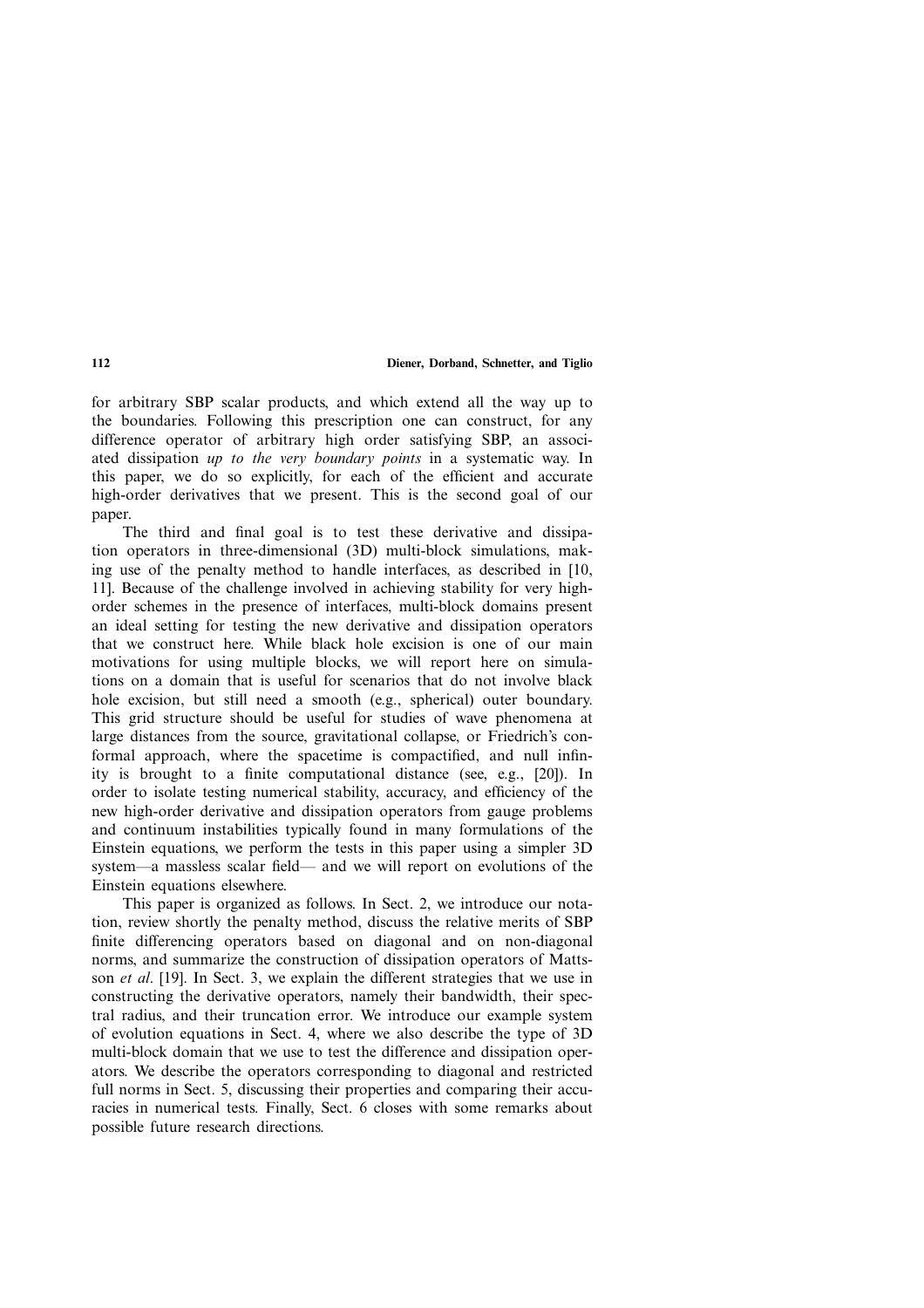for arbitrary SBP scalar products, and which extend all the way up to the boundaries. Following this prescription one can construct, for any difference operator of arbitrary high order satisfying SBP, an associated dissipation *up to the very boundary points* in a systematic way. In this paper, we do so explicitly, for each of the efficient and accurate high-order derivatives that we present. This is the second goal of our paper.

The third and final goal is to test these derivative and dissipation operators in three-dimensional (3D) multi-block simulations, making use of the penalty method to handle interfaces, as described in [10, 11]. Because of the challenge involved in achieving stability for very high-order schemes in the presence of interfaces, multi-block domains present an ideal setting for testing the new derivative and dissipation operators that we construct here. While black hole excision is one of our main motivations for using multiple blocks, we will report here on simulations on a domain that is useful for scenarios that do not involve black hole excision, but still need a smooth (e.g., spherical) outer boundary. This grid structure should be useful for studies of wave phenomena at large distances from the source, gravitational collapse, or Friedrich's conformal approach, where the spacetime is compactified, and null infinity is brought to a finite computational distance (see, e.g., [20]). In order to isolate testing numerical stability, accuracy, and efficiency of the new high-order derivative and dissipation operators from gauge problems and continuum instabilities typically found in many formulations of the Einstein equations, we perform the tests in this paper using a simpler 3D system—a massless scalar field— and we will report on evolutions of the Einstein equations elsewhere.

This paper is organized as follows. In Sect. 2, we introduce our notation, review shortly the penalty method, discuss the relative merits of SBP finite differencing operators based on diagonal and on non-diagonal norms, and summarize the construction of dissipation operators of Mattsson *et al*. [19]. In Sect. 3, we explain the different strategies that we use in constructing the derivative operators, namely their bandwidth, their spectral radius, and their truncation error. We introduce our example system of evolution equations in Sect. 4, where we also describe the type of 3D multi-block domain that we use to test the difference and dissipation operators. We describe the operators corresponding to diagonal and restricted full norms in Sect. 5, discussing their properties and comparing their accuracies in numerical tests. Finally, Sect. 6 closes with some remarks about possible future research directions.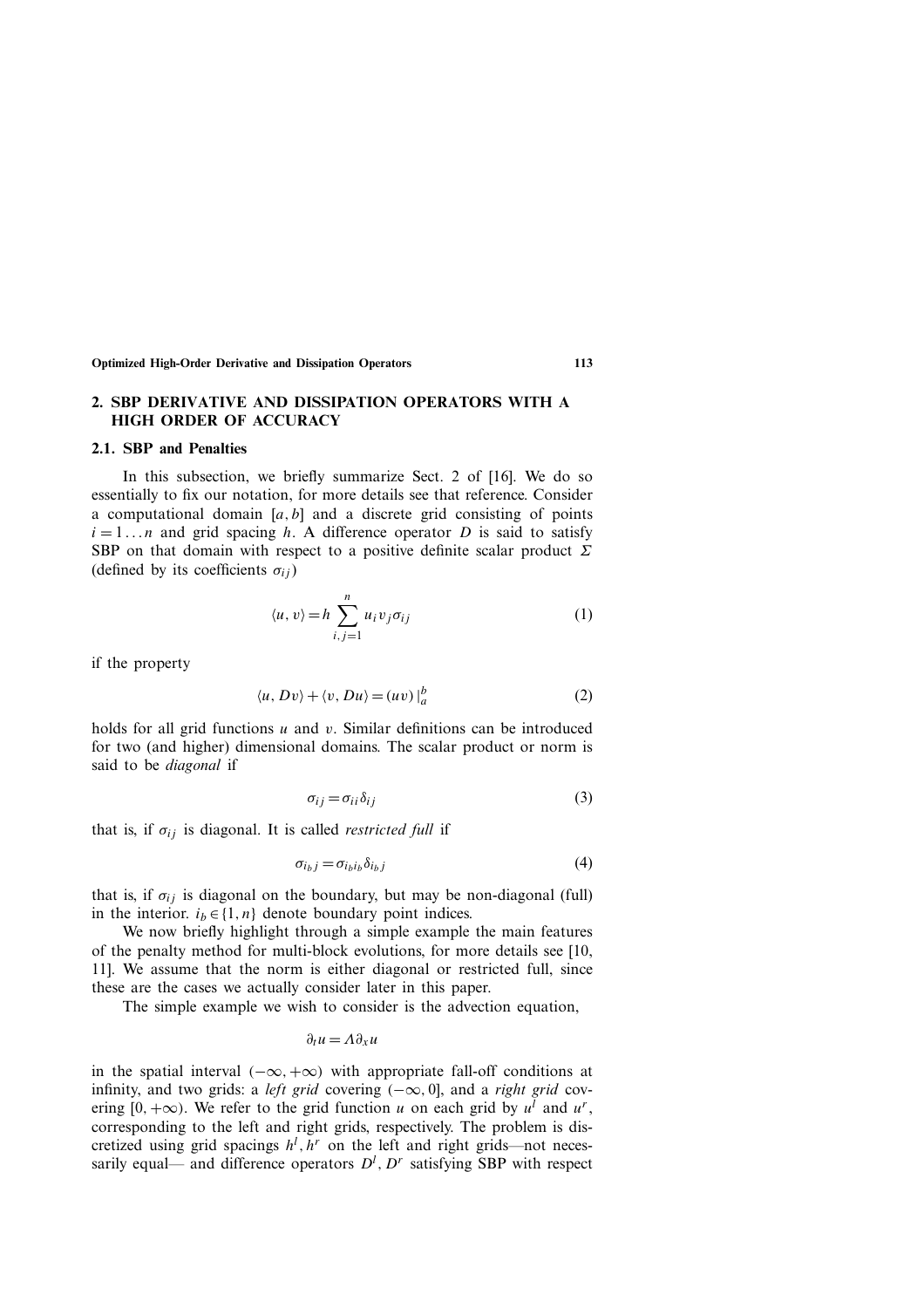## 2. SBP DERIVATIVE AND DISSIPATION OPERATORS WITH A HIGH ORDER OF ACCURACY

### 2.1. SBP and Penalties

In this subsection, we briefly summarize Sect. 2 of [16]. We do so essentially to fix our notation, for more details see that reference. Consider a computational domain $[a, b]$ and a discrete grid consisting of points $i = 1 \dots n$ and grid spacing $h$. A difference operator $D$ is said to satisfy SBP on that domain with respect to a positive definite scalar product $\Sigma$ (defined by its coefficients $\sigma_{ij}$)

$$\langle u, v\rangle = h \sum_{i,j=1}^{n} u_i v_j \sigma_{ij} \tag{1}$$

if the property

$$\langle u, Dv\rangle + \langle v, Du\rangle = (uv)\big|_a^b \tag{2}$$

holds for all grid functions $u$ and $v$. Similar definitions can be introduced for two (and higher) dimensional domains. The scalar product or norm is said to be *diagonal* if

$$\sigma_{ij} = \sigma_{ii}\delta_{ij} \tag{3}$$

that is, if $\sigma_{ij}$ is diagonal. It is called *restricted full* if

$$\sigma_{i_b j} = \sigma_{i_b i_b}\delta_{i_b j} \tag{4}$$

that is, if $\sigma_{ij}$ is diagonal on the boundary, but may be non-diagonal (full) in the interior. $i_b \in \{1, n\}$ denote boundary point indices.

We now briefly highlight through a simple example the main features of the penalty method for multi-block evolutions, for more details see [10, 11]. We assume that the norm is either diagonal or restricted full, since these are the cases we actually consider later in this paper.

The simple example we wish to consider is the advection equation,

$$\partial_t u = \Lambda \partial_x u$$

in the spatial interval $(-\infty, +\infty)$ with appropriate fall-off conditions at infinity, and two grids: a *left grid* covering $(-\infty, 0]$, and a *right grid* covering $[0, +\infty)$. We refer to the grid function $u$ on each grid by $u^l$ and $u^r$, corresponding to the left and right grids, respectively. The problem is discretized using grid spacings $h^l, h^r$ on the left and right grids—not necessarily equal— and difference operators $D^l, D^r$ satisfying SBP with respect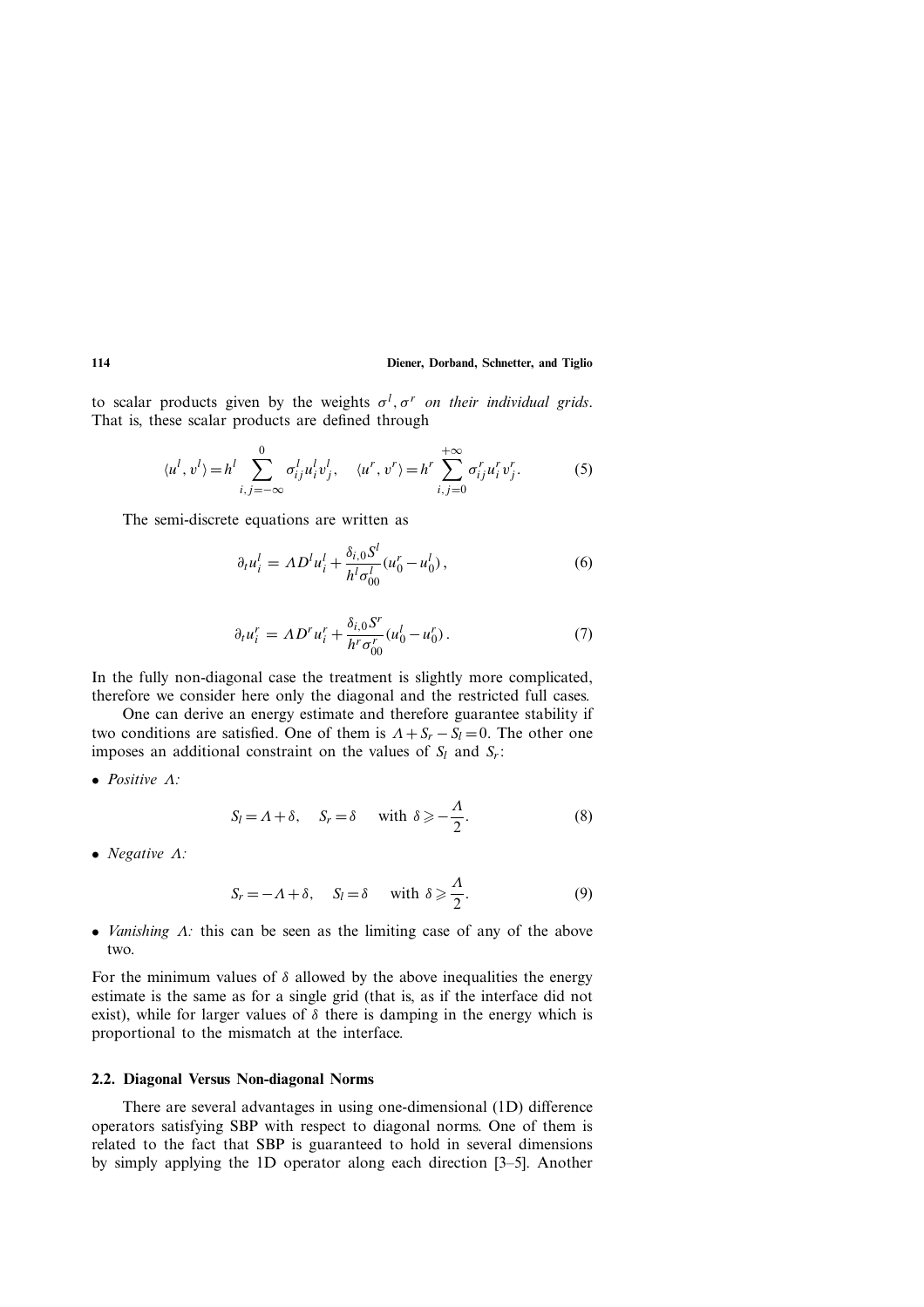to scalar products given by the weights $\sigma^l, \sigma^r$ *on their individual grids*. That is, these scalar products are defined through

$$\langle u^l, v^l \rangle = h^l \sum_{i,j=-\infty}^{0} \sigma^l_{ij} u^l_i v^l_j, \quad \langle u^r, v^r \rangle = h^r \sum_{i,j=0}^{+\infty} \sigma^r_{ij} u^r_i v^r_j. \tag{5}$$

The semi-discrete equations are written as

$$\partial_t u^l_i = \Lambda D^l u^l_i + \frac{\delta_{i,0} S^l}{h^l \sigma^l_{00}} (u^r_0 - u^l_0), \tag{6}$$

$$\partial_t u^r_i = \Lambda D^r u^r_i + \frac{\delta_{i,0} S^r}{h^r \sigma^r_{00}} (u^l_0 - u^r_0). \tag{7}$$

In the fully non-diagonal case the treatment is slightly more complicated, therefore we consider here only the diagonal and the restricted full cases.

One can derive an energy estimate and therefore guarantee stability if two conditions are satisfied. One of them is $\Lambda + S_r - S_l = 0$. The other one imposes an additional constraint on the values of $S_l$ and $S_r$:

- *Positive* $\Lambda$*:*

$$S_l = \Lambda + \delta, \quad S_r = \delta \quad \text{with } \delta \geqslant -\frac{\Lambda}{2}. \tag{8}$$

- *Negative* $\Lambda$*:*

$$S_r = -\Lambda + \delta, \quad S_l = \delta \quad \text{with } \delta \geqslant \frac{\Lambda}{2}. \tag{9}$$

- *Vanishing* $\Lambda$*:* this can be seen as the limiting case of any of the above two.

For the minimum values of $\delta$ allowed by the above inequalities the energy estimate is the same as for a single grid (that is, as if the interface did not exist), while for larger values of $\delta$ there is damping in the energy which is proportional to the mismatch at the interface.

### 2.2. Diagonal Versus Non-diagonal Norms

There are several advantages in using one-dimensional (1D) difference operators satisfying SBP with respect to diagonal norms. One of them is related to the fact that SBP is guaranteed to hold in several dimensions by simply applying the 1D operator along each direction [3–5]. Another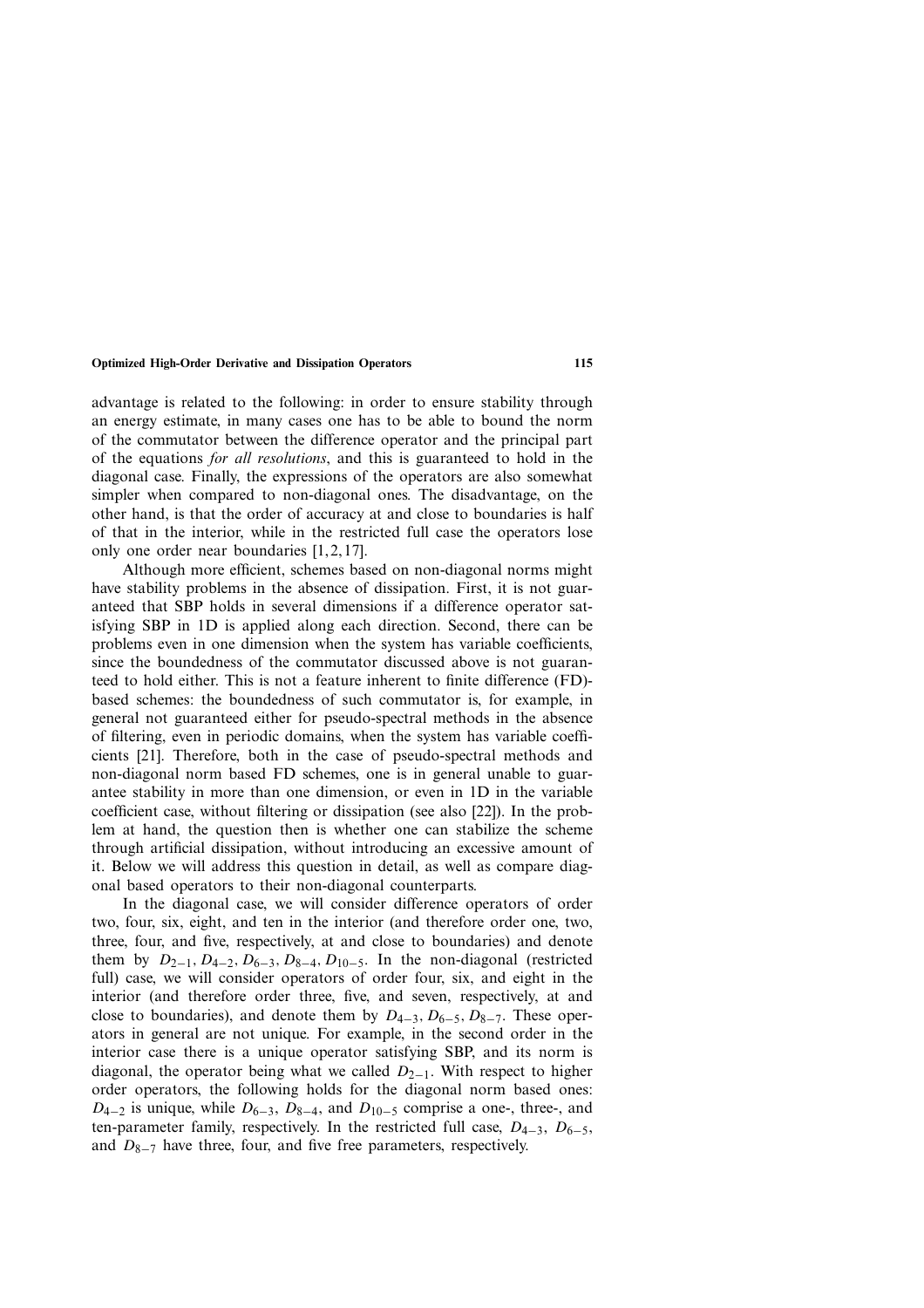advantage is related to the following: in order to ensure stability through an energy estimate, in many cases one has to be able to bound the norm of the commutator between the difference operator and the principal part of the equations *for all resolutions*, and this is guaranteed to hold in the diagonal case. Finally, the expressions of the operators are also somewhat simpler when compared to non-diagonal ones. The disadvantage, on the other hand, is that the order of accuracy at and close to boundaries is half of that in the interior, while in the restricted full case the operators lose only one order near boundaries [1,2,17].

Although more efficient, schemes based on non-diagonal norms might have stability problems in the absence of dissipation. First, it is not guaranteed that SBP holds in several dimensions if a difference operator satisfying SBP in 1D is applied along each direction. Second, there can be problems even in one dimension when the system has variable coefficients, since the boundedness of the commutator discussed above is not guaranteed to hold either. This is not a feature inherent to finite difference (FD)-based schemes: the boundedness of such commutator is, for example, in general not guaranteed either for pseudo-spectral methods in the absence of filtering, even in periodic domains, when the system has variable coefficients [21]. Therefore, both in the case of pseudo-spectral methods and non-diagonal norm based FD schemes, one is in general unable to guarantee stability in more than one dimension, or even in 1D in the variable coefficient case, without filtering or dissipation (see also [22]). In the problem at hand, the question then is whether one can stabilize the scheme through artificial dissipation, without introducing an excessive amount of it. Below we will address this question in detail, as well as compare diagonal based operators to their non-diagonal counterparts.

In the diagonal case, we will consider difference operators of order two, four, six, eight, and ten in the interior (and therefore order one, two, three, four, and five, respectively, at and close to boundaries) and denote them by $D_{2-1}, D_{4-2}, D_{6-3}, D_{8-4}, D_{10-5}$. In the non-diagonal (restricted full) case, we will consider operators of order four, six, and eight in the interior (and therefore order three, five, and seven, respectively, at and close to boundaries), and denote them by $D_{4-3}, D_{6-5}, D_{8-7}$. These operators in general are not unique. For example, in the second order in the interior case there is a unique operator satisfying SBP, and its norm is diagonal, the operator being what we called $D_{2-1}$. With respect to higher order operators, the following holds for the diagonal norm based ones: $D_{4-2}$ is unique, while $D_{6-3}$, $D_{8-4}$, and $D_{10-5}$ comprise a one-, three-, and ten-parameter family, respectively. In the restricted full case, $D_{4-3}$, $D_{6-5}$, and $D_{8-7}$ have three, four, and five free parameters, respectively.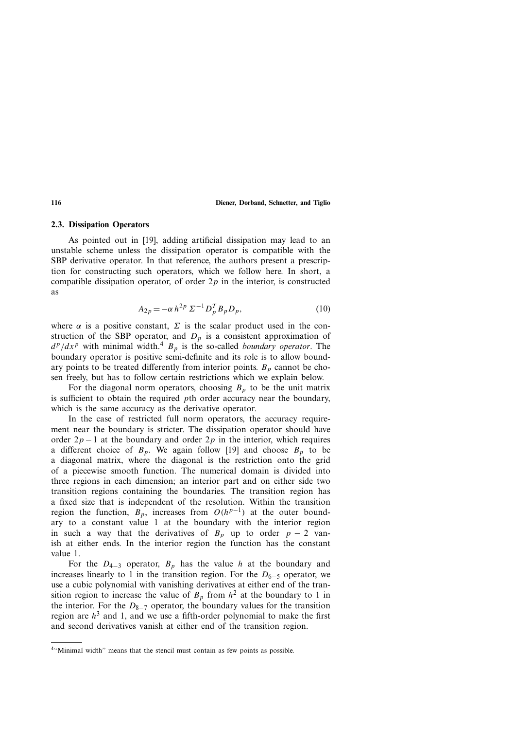### 2.3. Dissipation Operators

As pointed out in [19], adding artificial dissipation may lead to an unstable scheme unless the dissipation operator is compatible with the SBP derivative operator. In that reference, the authors present a prescription for constructing such operators, which we follow here. In short, a compatible dissipation operator, of order $2p$ in the interior, is constructed as

$$A_{2p} = -\alpha\, h^{2p}\, \Sigma^{-1} D_p^T B_p D_p, \tag{10}$$

where $\alpha$ is a positive constant, $\Sigma$ is the scalar product used in the construction of the SBP operator, and $D_p$ is a consistent approximation of $d^p/dx^p$ with minimal width.[4] $B_p$ is the so-called *boundary operator*. The boundary operator is positive semi-definite and its role is to allow boundary points to be treated differently from interior points. $B_p$ cannot be chosen freely, but has to follow certain restrictions which we explain below.

For the diagonal norm operators, choosing $B_p$ to be the unit matrix is sufficient to obtain the required $p$th order accuracy near the boundary, which is the same accuracy as the derivative operator.

In the case of restricted full norm operators, the accuracy requirement near the boundary is stricter. The dissipation operator should have order $2p-1$ at the boundary and order $2p$ in the interior, which requires a different choice of $B_p$. We again follow [19] and choose $B_p$ to be a diagonal matrix, where the diagonal is the restriction onto the grid of a piecewise smooth function. The numerical domain is divided into three regions in each dimension; an interior part and on either side two transition regions containing the boundaries. The transition region has a fixed size that is independent of the resolution. Within the transition region the function, $B_p$, increases from $O(h^{p-1})$ at the outer boundary to a constant value 1 at the boundary with the interior region in such a way that the derivatives of $B_p$ up to order $p-2$ vanish at either ends. In the interior region the function has the constant value 1.

For the $D_{4-3}$ operator, $B_p$ has the value $h$ at the boundary and increases linearly to 1 in the transition region. For the $D_{6-5}$ operator, we use a cubic polynomial with vanishing derivatives at either end of the transition region to increase the value of $B_p$ from $h^2$ at the boundary to 1 in the interior. For the $D_{8-7}$ operator, the boundary values for the transition region are $h^3$ and 1, and we use a fifth-order polynomial to make the first and second derivatives vanish at either end of the transition region.

---

[4] "Minimal width" means that the stencil must contain as few points as possible.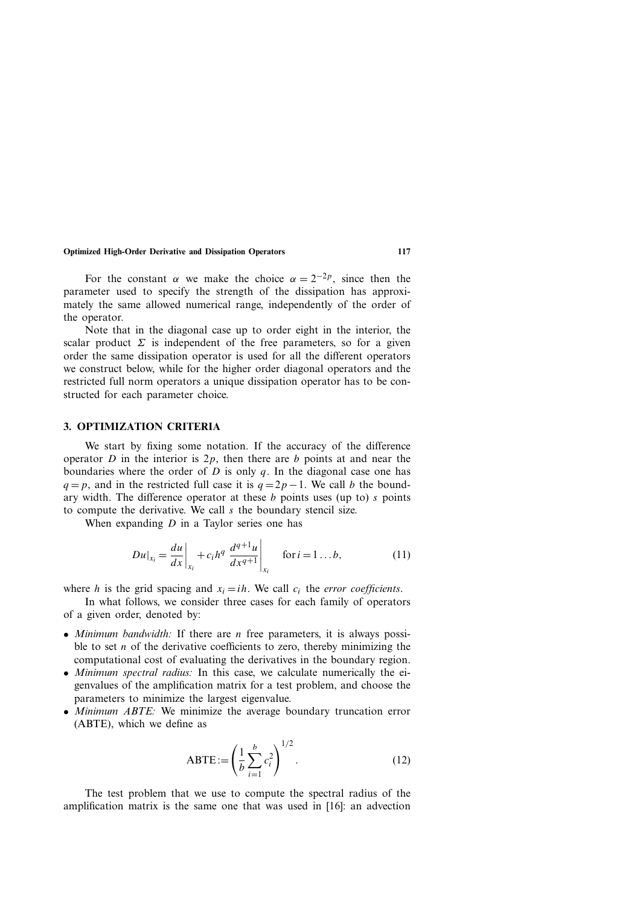For the constant $\alpha$ we make the choice $\alpha = 2^{-2p}$, since then the parameter used to specify the strength of the dissipation has approximately the same allowed numerical range, independently of the order of the operator.

Note that in the diagonal case up to order eight in the interior, the scalar product $\Sigma$ is independent of the free parameters, so for a given order the same dissipation operator is used for all the different operators we construct below, while for the higher order diagonal operators and the restricted full norm operators a unique dissipation operator has to be constructed for each parameter choice.

## 3. OPTIMIZATION CRITERIA

We start by fixing some notation. If the accuracy of the difference operator $D$ in the interior is $2p$, then there are $b$ points at and near the boundaries where the order of $D$ is only $q$. In the diagonal case one has $q = p$, and in the restricted full case it is $q = 2p - 1$. We call $b$ the boundary width. The difference operator at these $b$ points uses (up to) $s$ points to compute the derivative. We call $s$ the boundary stencil size.

When expanding $D$ in a Taylor series one has

$$Du|_{x_i} = \left.\frac{du}{dx}\right|_{x_i} + c_i h^q \left.\frac{d^{q+1}u}{dx^{q+1}}\right|_{x_i} \qquad \text{for } i = 1 \ldots b, \tag{11}$$

where $h$ is the grid spacing and $x_i = ih$. We call $c_i$ the *error coefficients*.

In what follows, we consider three cases for each family of operators of a given order, denoted by:

- *Minimum bandwidth:* If there are $n$ free parameters, it is always possible to set $n$ of the derivative coefficients to zero, thereby minimizing the computational cost of evaluating the derivatives in the boundary region.
- *Minimum spectral radius:* In this case, we calculate numerically the eigenvalues of the amplification matrix for a test problem, and choose the parameters to minimize the largest eigenvalue.
- *Minimum ABTE:* We minimize the average boundary truncation error (ABTE), which we define as

$$\text{ABTE} := \left(\frac{1}{b}\sum_{i=1}^{b} c_i^2\right)^{1/2}. \tag{12}$$

The test problem that we use to compute the spectral radius of the amplification matrix is the same one that was used in [16]: an advection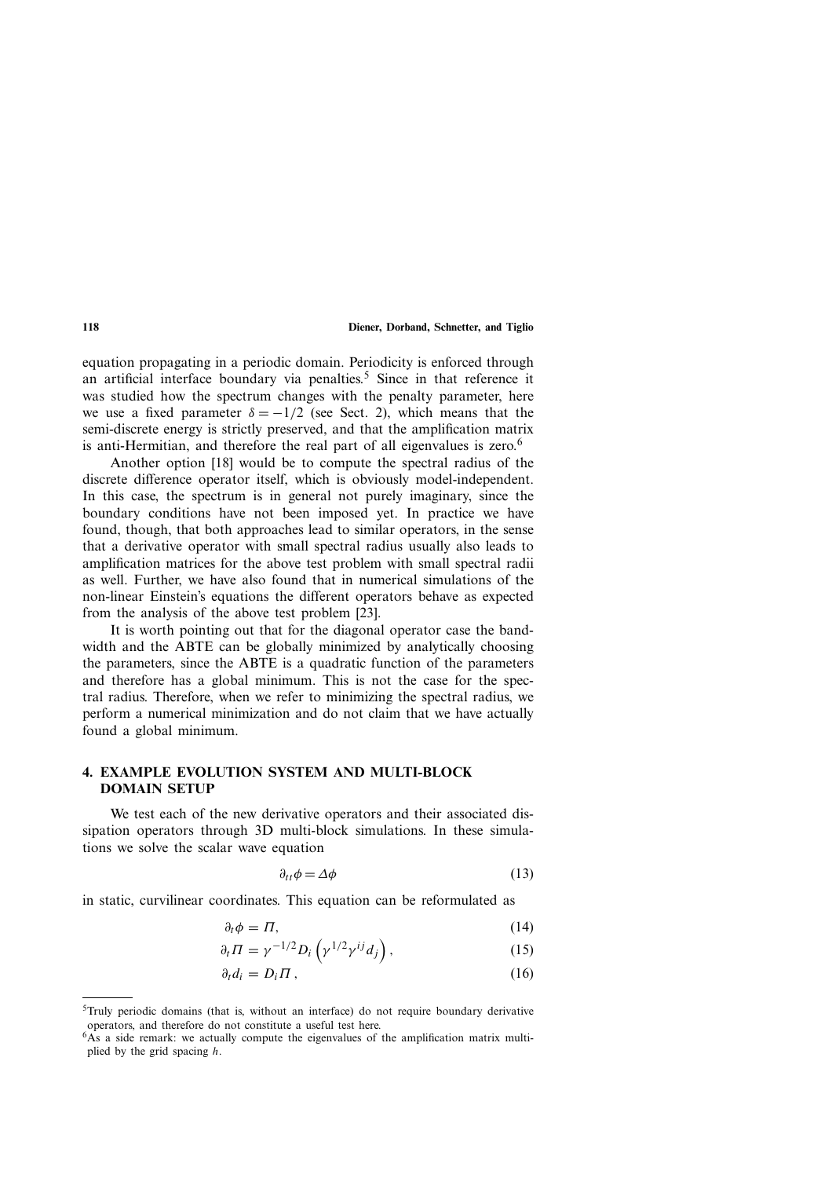equation propagating in a periodic domain. Periodicity is enforced through an artificial interface boundary via penalties.[5] Since in that reference it was studied how the spectrum changes with the penalty parameter, here we use a fixed parameter $\delta = -1/2$ (see Sect. 2), which means that the semi-discrete energy is strictly preserved, and that the amplification matrix is anti-Hermitian, and therefore the real part of all eigenvalues is zero.[6]

Another option [18] would be to compute the spectral radius of the discrete difference operator itself, which is obviously model-independent. In this case, the spectrum is in general not purely imaginary, since the boundary conditions have not been imposed yet. In practice we have found, though, that both approaches lead to similar operators, in the sense that a derivative operator with small spectral radius usually also leads to amplification matrices for the above test problem with small spectral radii as well. Further, we have also found that in numerical simulations of the non-linear Einstein's equations the different operators behave as expected from the analysis of the above test problem [23].

It is worth pointing out that for the diagonal operator case the bandwidth and the ABTE can be globally minimized by analytically choosing the parameters, since the ABTE is a quadratic function of the parameters and therefore has a global minimum. This is not the case for the spectral radius. Therefore, when we refer to minimizing the spectral radius, we perform a numerical minimization and do not claim that we have actually found a global minimum.

## 4. EXAMPLE EVOLUTION SYSTEM AND MULTI-BLOCK DOMAIN SETUP

We test each of the new derivative operators and their associated dissipation operators through 3D multi-block simulations. In these simulations we solve the scalar wave equation

$$\partial_{tt}\phi = \Delta\phi \tag{13}$$

in static, curvilinear coordinates. This equation can be reformulated as

$$\partial_t \phi = \Pi, \tag{14}$$

$$\partial_t \Pi = \gamma^{-1/2} D_i \left( \gamma^{1/2} \gamma^{ij} d_j \right), \tag{15}$$

$$\partial_t d_i = D_i \Pi\,, \tag{16}$$

---

[5] Truly periodic domains (that is, without an interface) do not require boundary derivative operators, and therefore do not constitute a useful test here.

[6] As a side remark: we actually compute the eigenvalues of the amplification matrix multiplied by the grid spacing $h$.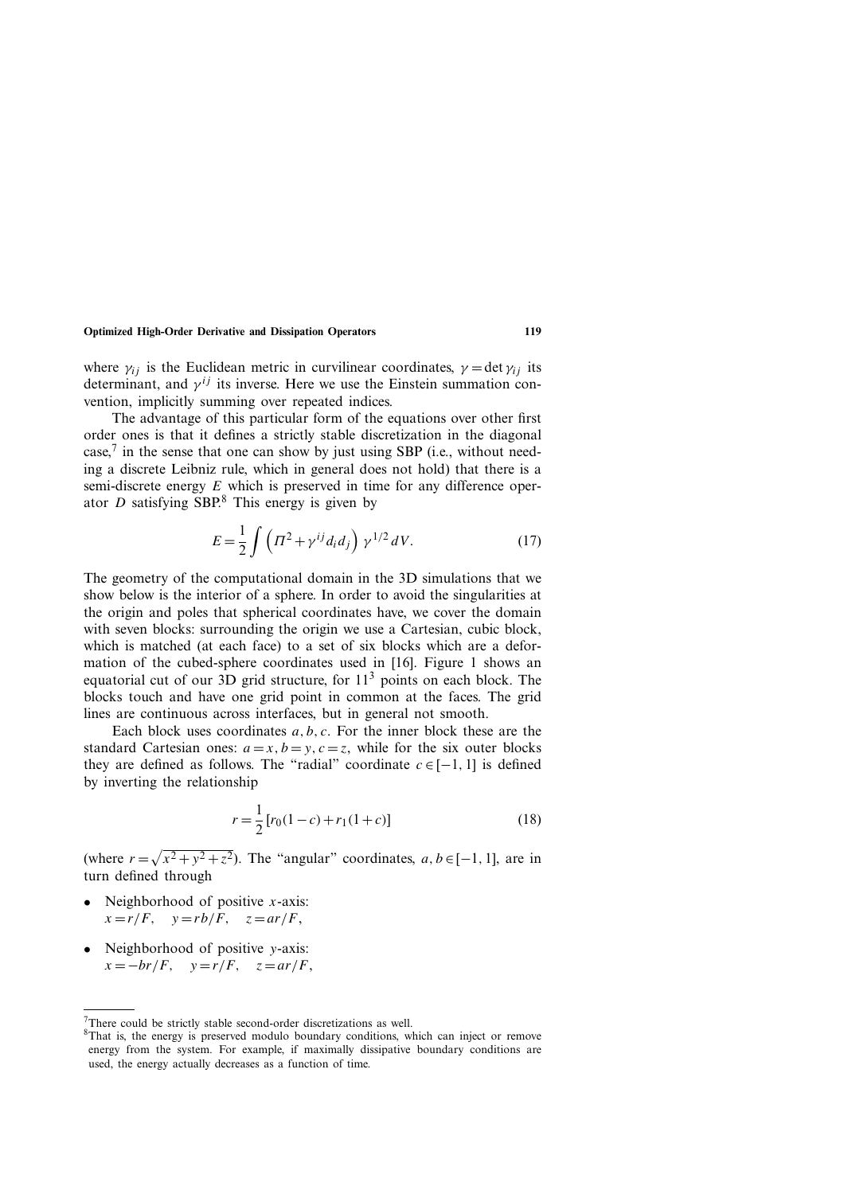where $\gamma_{ij}$ is the Euclidean metric in curvilinear coordinates, $\gamma = \det \gamma_{ij}$ its determinant, and $\gamma^{ij}$ its inverse. Here we use the Einstein summation convention, implicitly summing over repeated indices.

The advantage of this particular form of the equations over other first order ones is that it defines a strictly stable discretization in the diagonal case,[7] in the sense that one can show by just using SBP (i.e., without needing a discrete Leibniz rule, which in general does not hold) that there is a semi-discrete energy $E$ which is preserved in time for any difference operator $D$ satisfying SBP.[8] This energy is given by

$$E = \frac{1}{2} \int \left( \Pi^2 + \gamma^{ij} d_i d_j \right) \gamma^{1/2} \, dV. \tag{17}$$

The geometry of the computational domain in the 3D simulations that we show below is the interior of a sphere. In order to avoid the singularities at the origin and poles that spherical coordinates have, we cover the domain with seven blocks: surrounding the origin we use a Cartesian, cubic block, which is matched (at each face) to a set of six blocks which are a deformation of the cubed-sphere coordinates used in [16]. Figure 1 shows an equatorial cut of our 3D grid structure, for $11^3$ points on each block. The blocks touch and have one grid point in common at the faces. The grid lines are continuous across interfaces, but in general not smooth.

Each block uses coordinates $a, b, c$. For the inner block these are the standard Cartesian ones: $a = x$, $b = y$, $c = z$, while for the six outer blocks they are defined as follows. The "radial" coordinate $c \in [-1, 1]$ is defined by inverting the relationship

$$r = \frac{1}{2} \left[ r_0(1 - c) + r_1(1 + c) \right] \tag{18}$$

(where $r = \sqrt{x^2 + y^2 + z^2}$). The "angular" coordinates, $a, b \in [-1, 1]$, are in turn defined through

- Neighborhood of positive $x$-axis:
  $x = r/F, \quad y = rb/F, \quad z = ar/F,$
- Neighborhood of positive $y$-axis:
  $x = -br/F, \quad y = r/F, \quad z = ar/F,$

---

[7] There could be strictly stable second-order discretizations as well.

[8] That is, the energy is preserved modulo boundary conditions, which can inject or remove energy from the system. For example, if maximally dissipative boundary conditions are used, the energy actually decreases as a function of time.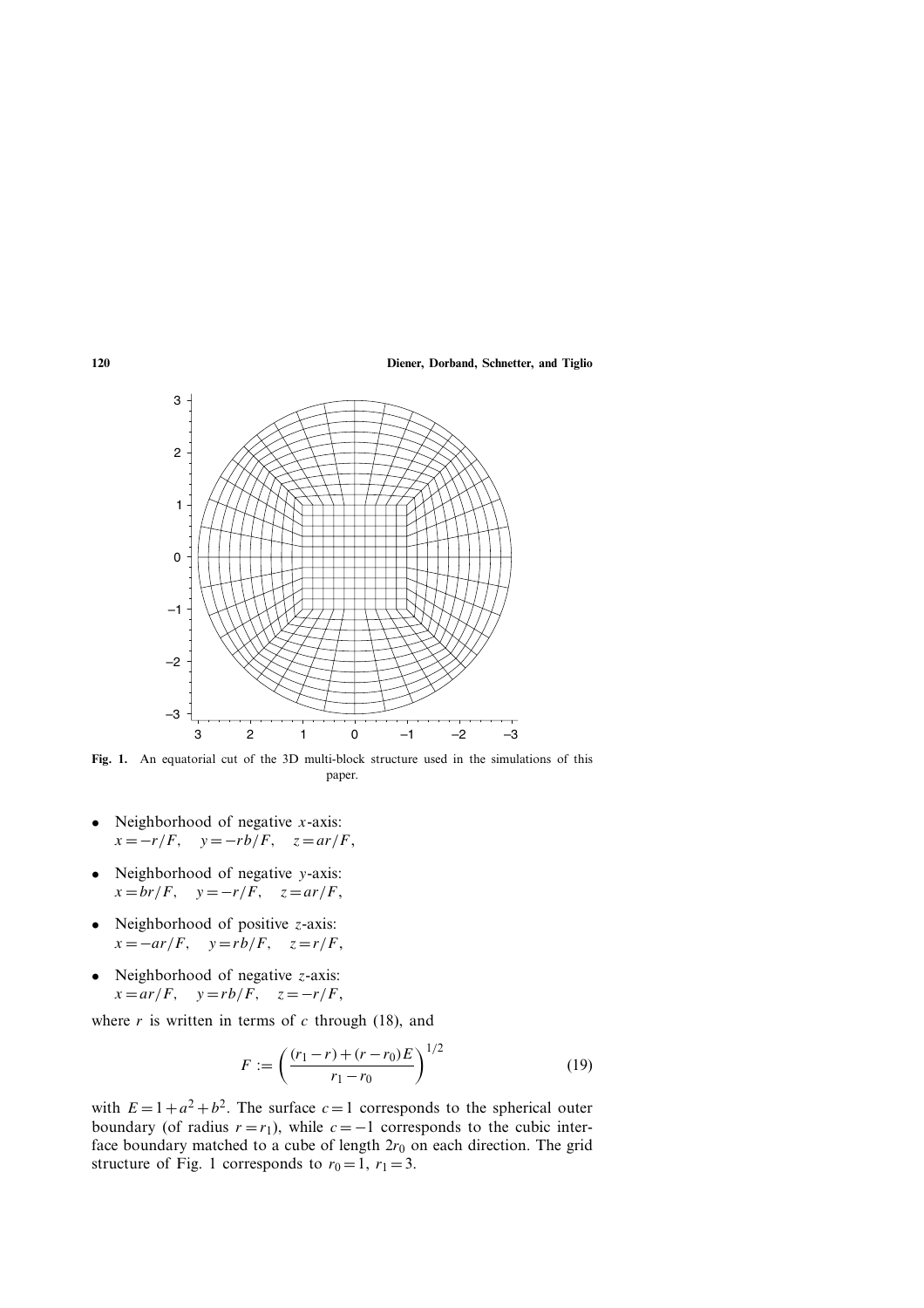**Fig. 1.** An equatorial cut of the 3D multi-block structure used in the simulations of this paper.

- Neighborhood of negative $x$-axis:
  $x = -r/F, \quad y = -rb/F, \quad z = ar/F,$
- Neighborhood of negative $y$-axis:
  $x = br/F, \quad y = -r/F, \quad z = ar/F,$
- Neighborhood of positive $z$-axis:
  $x = -ar/F, \quad y = rb/F, \quad z = r/F,$
- Neighborhood of negative $z$-axis:
  $x = ar/F, \quad y = rb/F, \quad z = -r/F,$

where $r$ is written in terms of $c$ through (18), and

$$F := \left( \frac{(r_1 - r) + (r - r_0)E}{r_1 - r_0} \right)^{1/2} \tag{19}$$

with $E = 1 + a^2 + b^2$. The surface $c = 1$ corresponds to the spherical outer boundary (of radius $r = r_1$), while $c = -1$ corresponds to the cubic interface boundary matched to a cube of length $2r_0$ on each direction. The grid structure of Fig. 1 corresponds to $r_0 = 1$, $r_1 = 3$.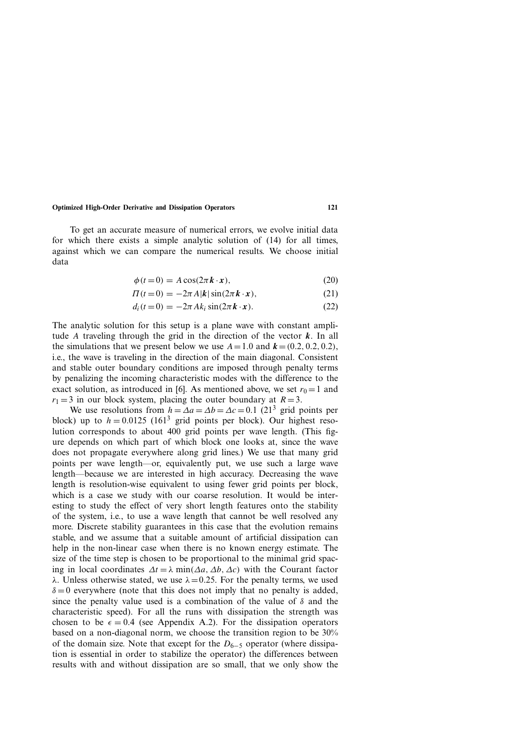To get an accurate measure of numerical errors, we evolve initial data for which there exists a simple analytic solution of (14) for all times, against which we can compare the numerical results. We choose initial data

$$\phi(t=0) = A\cos(2\pi \boldsymbol{k}\cdot\boldsymbol{x}), \tag{20}$$

$$\Pi(t=0) = -2\pi A|\boldsymbol{k}|\sin(2\pi \boldsymbol{k}\cdot\boldsymbol{x}), \tag{21}$$

$$d_i(t=0) = -2\pi A k_i \sin(2\pi \boldsymbol{k}\cdot\boldsymbol{x}). \tag{22}$$

The analytic solution for this setup is a plane wave with constant amplitude $A$ traveling through the grid in the direction of the vector $\boldsymbol{k}$. In all the simulations that we present below we use $A=1.0$ and $\boldsymbol{k}=(0.2, 0.2, 0.2)$, i.e., the wave is traveling in the direction of the main diagonal. Consistent and stable outer boundary conditions are imposed through penalty terms by penalizing the incoming characteristic modes with the difference to the exact solution, as introduced in [6]. As mentioned above, we set $r_0=1$ and $r_1=3$ in our block system, placing the outer boundary at $R=3$.

We use resolutions from $h=\Delta a=\Delta b=\Delta c=0.1$ ($21^3$ grid points per block) up to $h=0.0125$ ($161^3$ grid points per block). Our highest resolution corresponds to about 400 grid points per wave length. (This figure depends on which part of which block one looks at, since the wave does not propagate everywhere along grid lines.) We use that many grid points per wave length—or, equivalently put, we use such a large wave length—because we are interested in high accuracy. Decreasing the wave length is resolution-wise equivalent to using fewer grid points per block, which is a case we study with our coarse resolution. It would be interesting to study the effect of very short length features onto the stability of the system, i.e., to use a wave length that cannot be well resolved any more. Discrete stability guarantees in this case that the evolution remains stable, and we assume that a suitable amount of artificial dissipation can help in the non-linear case when there is no known energy estimate. The size of the time step is chosen to be proportional to the minimal grid spacing in local coordinates $\Delta t = \lambda \min(\Delta a, \Delta b, \Delta c)$ with the Courant factor $\lambda$. Unless otherwise stated, we use $\lambda=0.25$. For the penalty terms, we used $\delta=0$ everywhere (note that this does not imply that no penalty is added, since the penalty value used is a combination of the value of $\delta$ and the characteristic speed). For all the runs with dissipation the strength was chosen to be $\epsilon=0.4$ (see Appendix A.2). For the dissipation operators based on a non-diagonal norm, we choose the transition region to be 30% of the domain size. Note that except for the $D_{6-5}$ operator (where dissipation is essential in order to stabilize the operator) the differences between results with and without dissipation are so small, that we only show the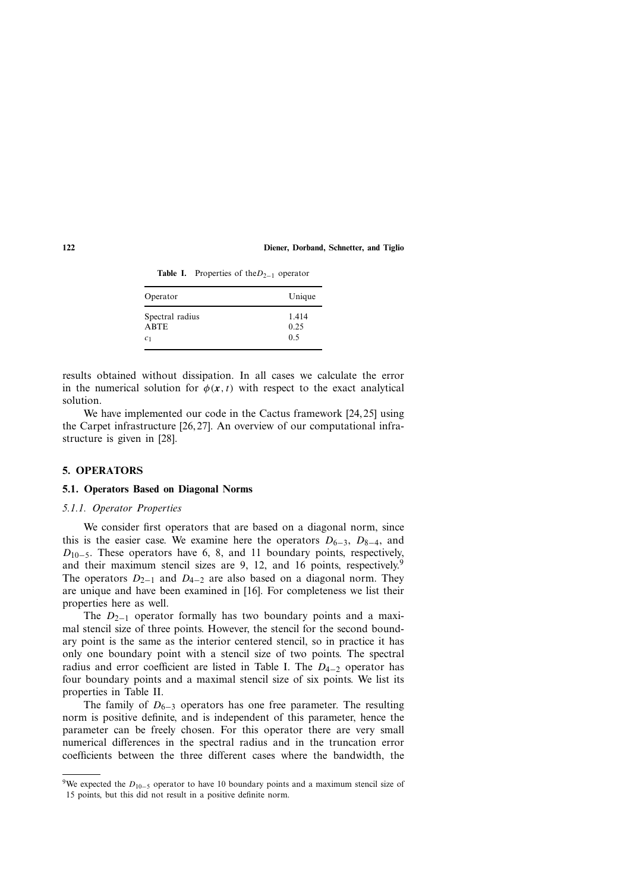**Table I.** Properties of the $D_{2-1}$ operator

| Operator | Unique |
|---|---|
| Spectral radius | 1.414 |
| ABTE | 0.25 |
| $c_1$ | 0.5 |

results obtained without dissipation. In all cases we calculate the error in the numerical solution for $\phi(\boldsymbol{x}, t)$ with respect to the exact analytical solution.

We have implemented our code in the Cactus framework [24, 25] using the Carpet infrastructure [26, 27]. An overview of our computational infrastructure is given in [28].

## 5. OPERATORS

### 5.1. Operators Based on Diagonal Norms

#### *5.1.1. Operator Properties*

We consider first operators that are based on a diagonal norm, since this is the easier case. We examine here the operators $D_{6-3}$, $D_{8-4}$, and $D_{10-5}$. These operators have 6, 8, and 11 boundary points, respectively, and their maximum stencil sizes are 9, 12, and 16 points, respectively.[9] The operators $D_{2-1}$ and $D_{4-2}$ are also based on a diagonal norm. They are unique and have been examined in [16]. For completeness we list their properties here as well.

The $D_{2-1}$ operator formally has two boundary points and a maximal stencil size of three points. However, the stencil for the second boundary point is the same as the interior centered stencil, so in practice it has only one boundary point with a stencil size of two points. The spectral radius and error coefficient are listed in Table I. The $D_{4-2}$ operator has four boundary points and a maximal stencil size of six points. We list its properties in Table II.

The family of $D_{6-3}$ operators has one free parameter. The resulting norm is positive definite, and is independent of this parameter, hence the parameter can be freely chosen. For this operator there are very small numerical differences in the spectral radius and in the truncation error coefficients between the three different cases where the bandwidth, the

[9] We expected the $D_{10-5}$ operator to have 10 boundary points and a maximum stencil size of 15 points, but this did not result in a positive definite norm.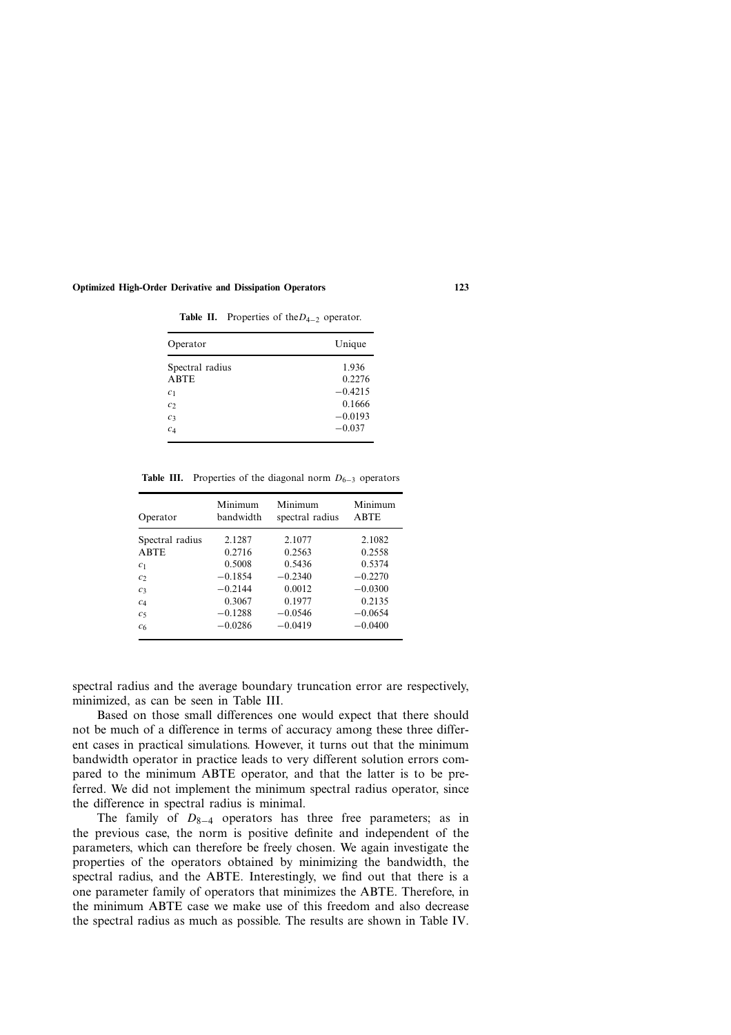**Table II.** Properties of the $D_{4-2}$ operator.

| Operator | Unique |
|---|---|
| Spectral radius | 1.936 |
| ABTE | 0.2276 |
| $c_1$ | −0.4215 |
| $c_2$ | 0.1666 |
| $c_3$ | −0.0193 |
| $c_4$ | −0.037 |

**Table III.** Properties of the diagonal norm $D_{6-3}$ operators

| Operator | Minimum bandwidth | Minimum spectral radius | Minimum ABTE |
|---|---|---|---|
| Spectral radius | 2.1287 | 2.1077 | 2.1082 |
| ABTE | 0.2716 | 0.2563 | 0.2558 |
| $c_1$ | 0.5008 | 0.5436 | 0.5374 |
| $c_2$ | −0.1854 | −0.2340 | −0.2270 |
| $c_3$ | −0.2144 | 0.0012 | −0.0300 |
| $c_4$ | 0.3067 | 0.1977 | 0.2135 |
| $c_5$ | −0.1288 | −0.0546 | −0.0654 |
| $c_6$ | −0.0286 | −0.0419 | −0.0400 |

spectral radius and the average boundary truncation error are respectively, minimized, as can be seen in Table III.

Based on those small differences one would expect that there should not be much of a difference in terms of accuracy among these three different cases in practical simulations. However, it turns out that the minimum bandwidth operator in practice leads to very different solution errors compared to the minimum ABTE operator, and that the latter is to be preferred. We did not implement the minimum spectral radius operator, since the difference in spectral radius is minimal.

The family of $D_{8-4}$ operators has three free parameters; as in the previous case, the norm is positive definite and independent of the parameters, which can therefore be freely chosen. We again investigate the properties of the operators obtained by minimizing the bandwidth, the spectral radius, and the ABTE. Interestingly, we find out that there is a one parameter family of operators that minimizes the ABTE. Therefore, in the minimum ABTE case we make use of this freedom and also decrease the spectral radius as much as possible. The results are shown in Table IV.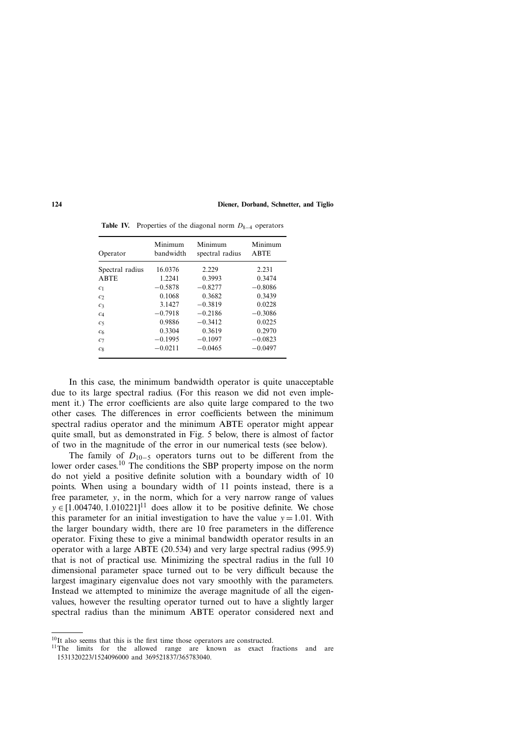**Table IV.** Properties of the diagonal norm $D_{8-4}$ operators

| Operator | Minimum bandwidth | Minimum spectral radius | Minimum ABTE |
|---|---|---|---|
| Spectral radius | 16.0376 | 2.229 | 2.231 |
| ABTE | 1.2241 | 0.3993 | 0.3474 |
| $c_1$ | −0.5878 | −0.8277 | −0.8086 |
| $c_2$ | 0.1068 | 0.3682 | 0.3439 |
| $c_3$ | 3.1427 | −0.3819 | 0.0228 |
| $c_4$ | −0.7918 | −0.2186 | −0.3086 |
| $c_5$ | 0.9886 | −0.3412 | 0.0225 |
| $c_6$ | 0.3304 | 0.3619 | 0.2970 |
| $c_7$ | −0.1995 | −0.1097 | −0.0823 |
| $c_8$ | −0.0211 | −0.0465 | −0.0497 |

In this case, the minimum bandwidth operator is quite unacceptable due to its large spectral radius. (For this reason we did not even implement it.) The error coefficients are also quite large compared to the two other cases. The differences in error coefficients between the minimum spectral radius operator and the minimum ABTE operator might appear quite small, but as demonstrated in Fig. 5 below, there is almost of factor of two in the magnitude of the error in our numerical tests (see below).

The family of $D_{10-5}$ operators turns out to be different from the lower order cases.[10] The conditions the SBP property impose on the norm do not yield a positive definite solution with a boundary width of 10 points. When using a boundary width of 11 points instead, there is a free parameter, $y$, in the norm, which for a very narrow range of values $y \in [1.004740, 1.010221]$[11] does allow it to be positive definite. We chose this parameter for an initial investigation to have the value $y = 1.01$. With the larger boundary width, there are 10 free parameters in the difference operator. Fixing these to give a minimal bandwidth operator results in an operator with a large ABTE (20.534) and very large spectral radius (995.9) that is not of practical use. Minimizing the spectral radius in the full 10 dimensional parameter space turned out to be very difficult because the largest imaginary eigenvalue does not vary smoothly with the parameters. Instead we attempted to minimize the average magnitude of all the eigenvalues, however the resulting operator turned out to have a slightly larger spectral radius than the minimum ABTE operator considered next and

[10] It also seems that this is the first time those operators are constructed.

[11] The limits for the allowed range are known as exact fractions and are 1531320223/1524096000 and 369521837/365783040.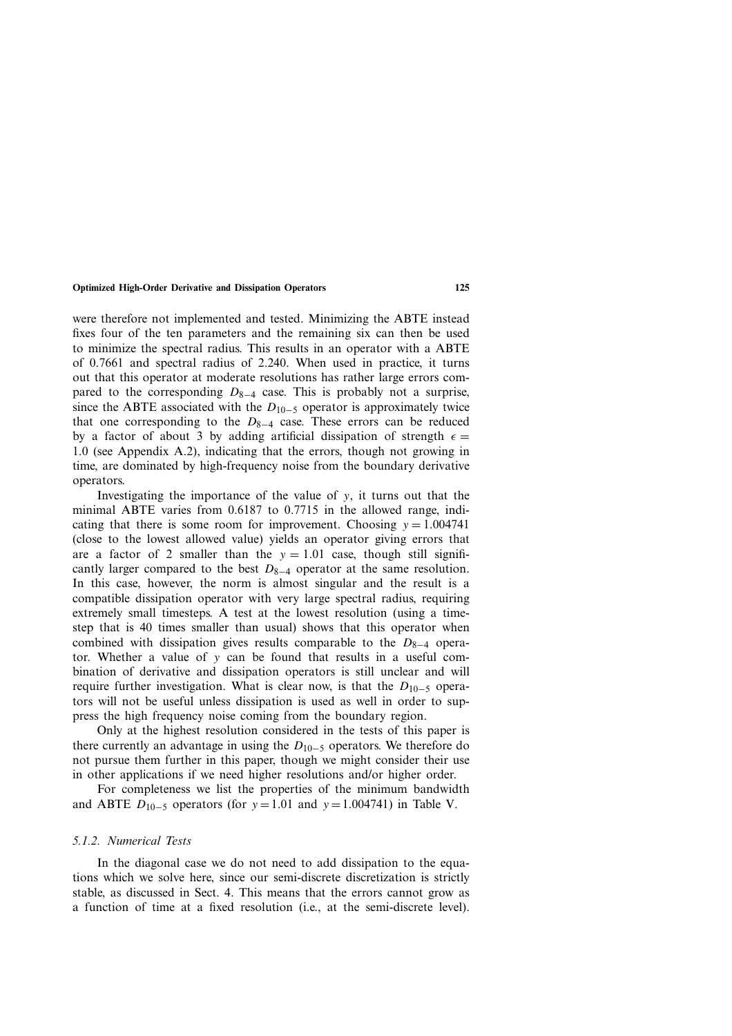were therefore not implemented and tested. Minimizing the ABTE instead fixes four of the ten parameters and the remaining six can then be used to minimize the spectral radius. This results in an operator with a ABTE of 0.7661 and spectral radius of 2.240. When used in practice, it turns out that this operator at moderate resolutions has rather large errors compared to the corresponding $D_{8-4}$ case. This is probably not a surprise, since the ABTE associated with the $D_{10-5}$ operator is approximately twice that one corresponding to the $D_{8-4}$ case. These errors can be reduced by a factor of about 3 by adding artificial dissipation of strength $\epsilon = 1.0$ (see Appendix A.2), indicating that the errors, though not growing in time, are dominated by high-frequency noise from the boundary derivative operators.

Investigating the importance of the value of $y$, it turns out that the minimal ABTE varies from 0.6187 to 0.7715 in the allowed range, indicating that there is some room for improvement. Choosing $y = 1.004741$ (close to the lowest allowed value) yields an operator giving errors that are a factor of 2 smaller than the $y = 1.01$ case, though still significantly larger compared to the best $D_{8-4}$ operator at the same resolution. In this case, however, the norm is almost singular and the result is a compatible dissipation operator with very large spectral radius, requiring extremely small timesteps. A test at the lowest resolution (using a timestep that is 40 times smaller than usual) shows that this operator when combined with dissipation gives results comparable to the $D_{8-4}$ operator. Whether a value of $y$ can be found that results in a useful combination of derivative and dissipation operators is still unclear and will require further investigation. What is clear now, is that the $D_{10-5}$ operators will not be useful unless dissipation is used as well in order to suppress the high frequency noise coming from the boundary region.

Only at the highest resolution considered in the tests of this paper is there currently an advantage in using the $D_{10-5}$ operators. We therefore do not pursue them further in this paper, though we might consider their use in other applications if we need higher resolutions and/or higher order.

For completeness we list the properties of the minimum bandwidth and ABTE $D_{10-5}$ operators (for $y = 1.01$ and $y = 1.004741$) in Table V.

### *5.1.2. Numerical Tests*

In the diagonal case we do not need to add dissipation to the equations which we solve here, since our semi-discrete discretization is strictly stable, as discussed in Sect. 4. This means that the errors cannot grow as a function of time at a fixed resolution (i.e., at the semi-discrete level).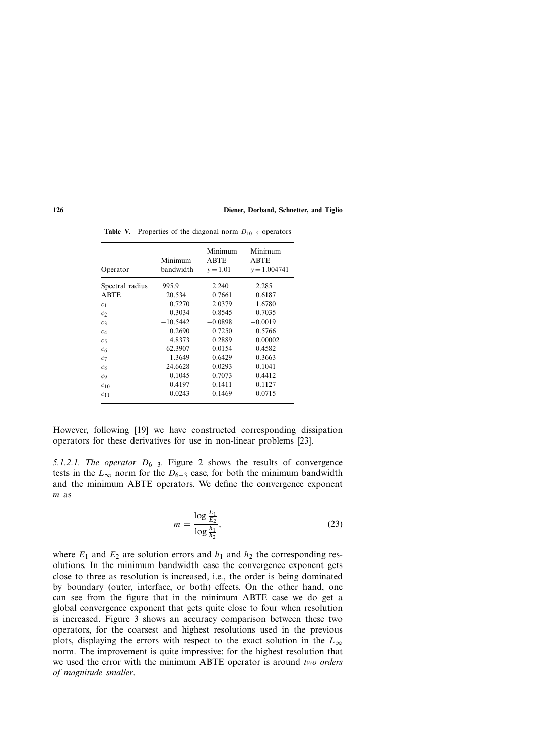**Table V.** Properties of the diagonal norm $D_{10-5}$ operators

| Operator | Minimum bandwidth | Minimum ABTE $y=1.01$ | Minimum ABTE $y=1.004741$ |
|---|---|---|---|
| Spectral radius | 995.9 | 2.240 | 2.285 |
| ABTE | 20.534 | 0.7661 | 0.6187 |
| $c_1$ | 0.7270 | 2.0379 | 1.6780 |
| $c_2$ | 0.3034 | −0.8545 | −0.7035 |
| $c_3$ | −10.5442 | −0.0898 | −0.0019 |
| $c_4$ | 0.2690 | 0.7250 | 0.5766 |
| $c_5$ | 4.8373 | 0.2889 | 0.00002 |
| $c_6$ | −62.3907 | −0.0154 | −0.4582 |
| $c_7$ | −1.3649 | −0.6429 | −0.3663 |
| $c_8$ | 24.6628 | 0.0293 | 0.1041 |
| $c_9$ | 0.1045 | 0.7073 | 0.4412 |
| $c_{10}$ | −0.4197 | −0.1411 | −0.1127 |
| $c_{11}$ | −0.0243 | −0.1469 | −0.0715 |

However, following [19] we have constructed corresponding dissipation operators for these derivatives for use in non-linear problems [23].

*5.1.2.1. The operator $D_{6-3}$.* Figure 2 shows the results of convergence tests in the $L_\infty$ norm for the $D_{6-3}$ case, for both the minimum bandwidth and the minimum ABTE operators. We define the convergence exponent $m$ as

$$m = \frac{\log \frac{E_1}{E_2}}{\log \frac{h_1}{h_2}}, \tag{23}$$

where $E_1$ and $E_2$ are solution errors and $h_1$ and $h_2$ the corresponding resolutions. In the minimum bandwidth case the convergence exponent gets close to three as resolution is increased, i.e., the order is being dominated by boundary (outer, interface, or both) effects. On the other hand, one can see from the figure that in the minimum ABTE case we do get a global convergence exponent that gets quite close to four when resolution is increased. Figure 3 shows an accuracy comparison between these two operators, for the coarsest and highest resolutions used in the previous plots, displaying the errors with respect to the exact solution in the $L_\infty$ norm. The improvement is quite impressive: for the highest resolution that we used the error with the minimum ABTE operator is around *two orders of magnitude smaller*.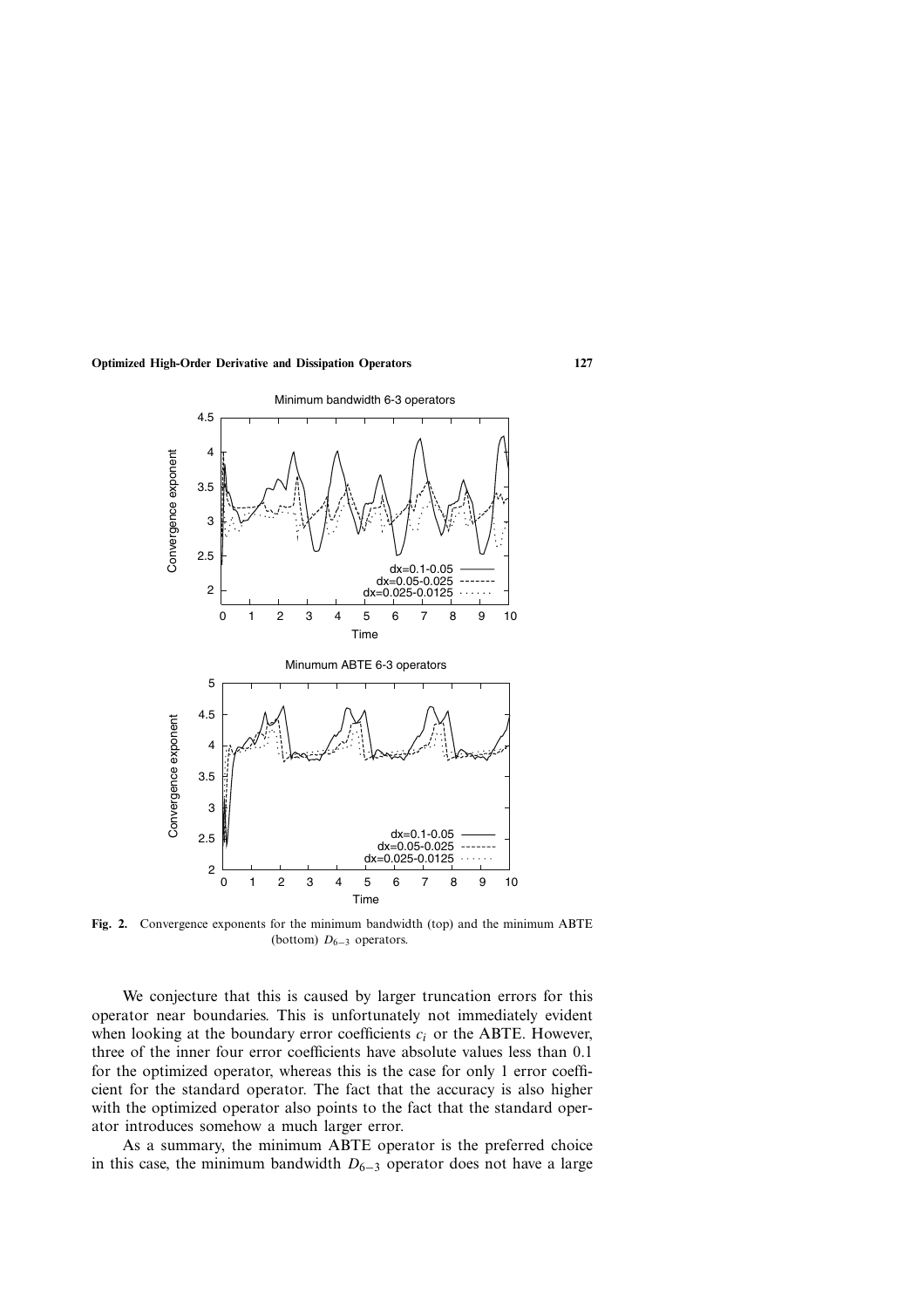**Fig. 2.** Convergence exponents for the minimum bandwidth (top) and the minimum ABTE (bottom) $D_{6-3}$ operators.

We conjecture that this is caused by larger truncation errors for this operator near boundaries. This is unfortunately not immediately evident when looking at the boundary error coefficients $c_i$ or the ABTE. However, three of the inner four error coefficients have absolute values less than 0.1 for the optimized operator, whereas this is the case for only 1 error coefficient for the standard operator. The fact that the accuracy is also higher with the optimized operator also points to the fact that the standard operator introduces somehow a much larger error.

As a summary, the minimum ABTE operator is the preferred choice in this case, the minimum bandwidth $D_{6-3}$ operator does not have a large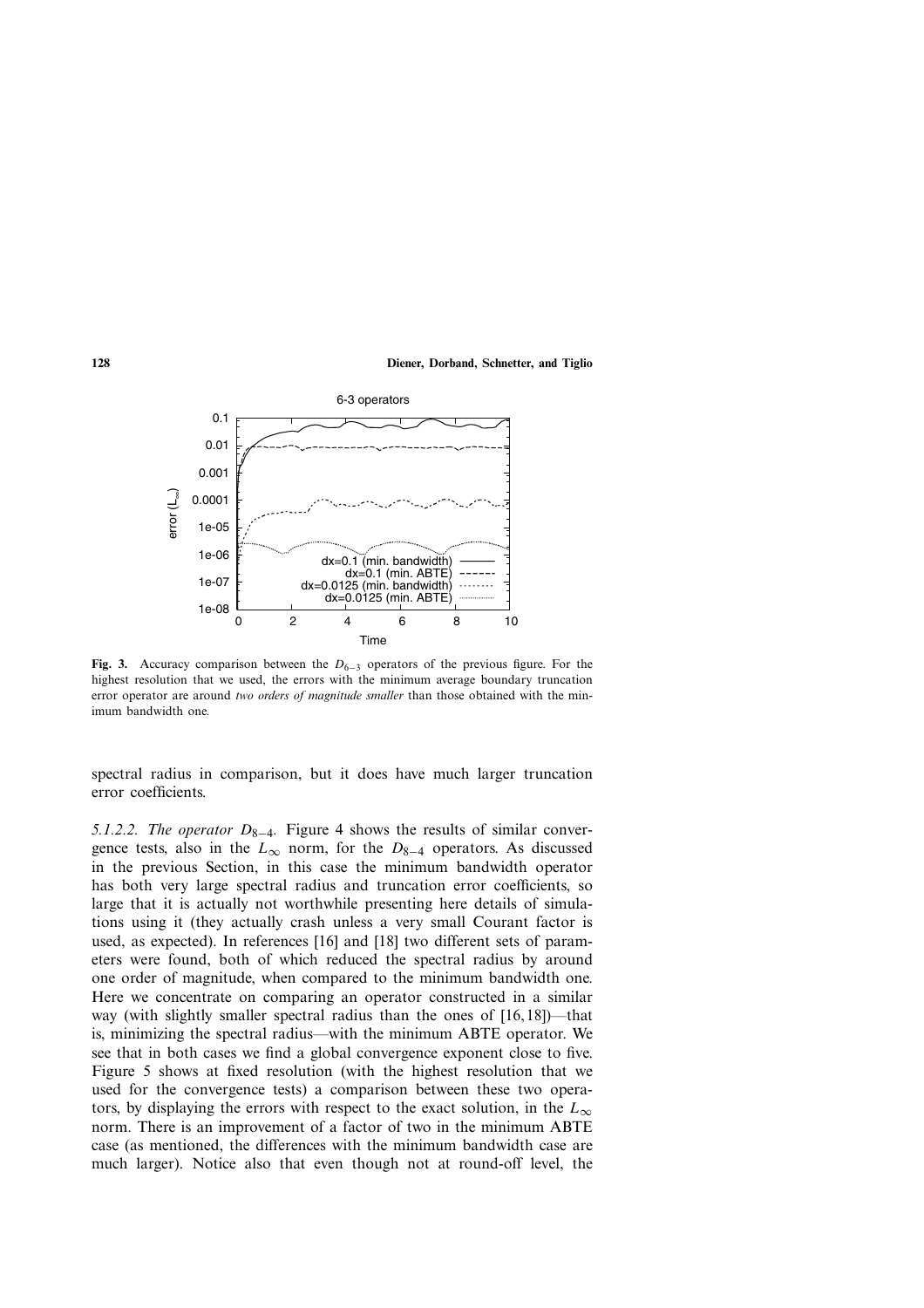**Fig. 3.** Accuracy comparison between the $D_{6-3}$ operators of the previous figure. For the highest resolution that we used, the errors with the minimum average boundary truncation error operator are around *two orders of magnitude smaller* than those obtained with the minimum bandwidth one.

spectral radius in comparison, but it does have much larger truncation error coefficients.

*5.1.2.2. The operator $D_{8-4}$.* Figure 4 shows the results of similar convergence tests, also in the $L_\infty$ norm, for the $D_{8-4}$ operators. As discussed in the previous Section, in this case the minimum bandwidth operator has both very large spectral radius and truncation error coefficients, so large that it is actually not worthwhile presenting here details of simulations using it (they actually crash unless a very small Courant factor is used, as expected). In references [16] and [18] two different sets of parameters were found, both of which reduced the spectral radius by around one order of magnitude, when compared to the minimum bandwidth one. Here we concentrate on comparing an operator constructed in a similar way (with slightly smaller spectral radius than the ones of [16,18])—that is, minimizing the spectral radius—with the minimum ABTE operator. We see that in both cases we find a global convergence exponent close to five. Figure 5 shows at fixed resolution (with the highest resolution that we used for the convergence tests) a comparison between these two operators, by displaying the errors with respect to the exact solution, in the $L_\infty$ norm. There is an improvement of a factor of two in the minimum ABTE case (as mentioned, the differences with the minimum bandwidth case are much larger). Notice also that even though not at round-off level, the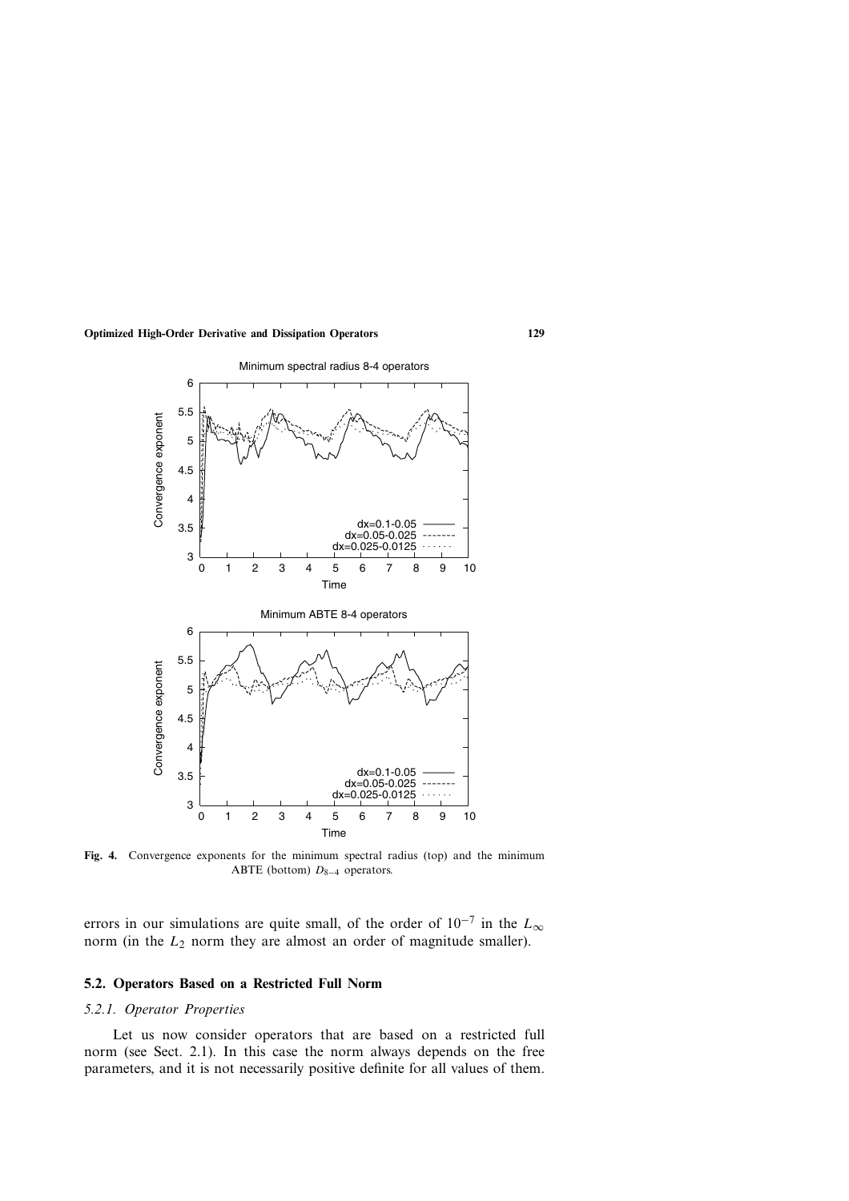**Fig. 4.** Convergence exponents for the minimum spectral radius (top) and the minimum ABTE (bottom) $D_{8-4}$ operators.

errors in our simulations are quite small, of the order of $10^{-7}$ in the $L_\infty$ norm (in the $L_2$ norm they are almost an order of magnitude smaller).

### 5.2. Operators Based on a Restricted Full Norm

#### 5.2.1. Operator Properties

Let us now consider operators that are based on a restricted full norm (see Sect. 2.1). In this case the norm always depends on the free parameters, and it is not necessarily positive definite for all values of them.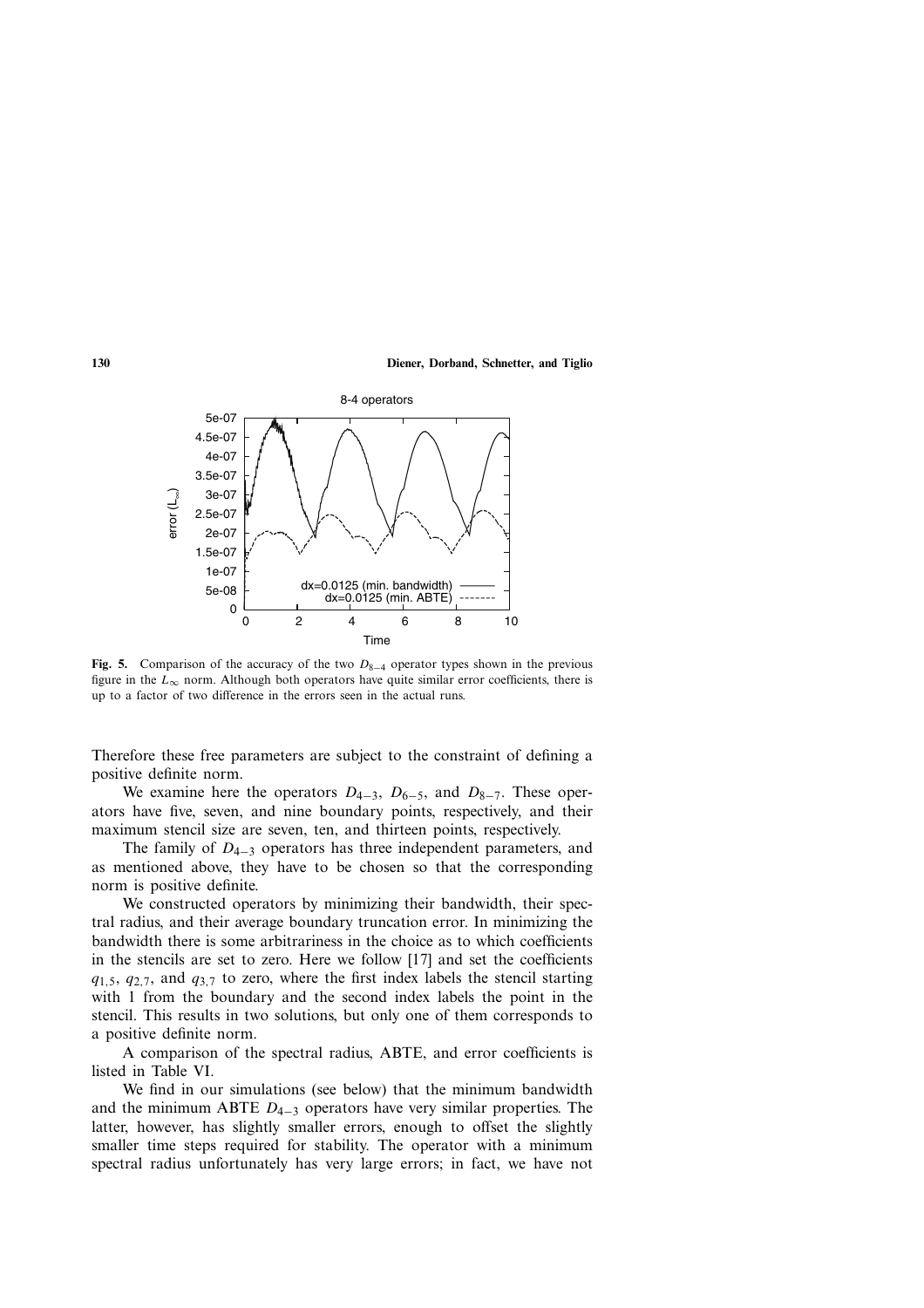**Fig. 5.** Comparison of the accuracy of the two $D_{8-4}$ operator types shown in the previous figure in the $L_\infty$ norm. Although both operators have quite similar error coefficients, there is up to a factor of two difference in the errors seen in the actual runs.

Therefore these free parameters are subject to the constraint of defining a positive definite norm.

We examine here the operators $D_{4-3}$, $D_{6-5}$, and $D_{8-7}$. These operators have five, seven, and nine boundary points, respectively, and their maximum stencil size are seven, ten, and thirteen points, respectively.

The family of $D_{4-3}$ operators has three independent parameters, and as mentioned above, they have to be chosen so that the corresponding norm is positive definite.

We constructed operators by minimizing their bandwidth, their spectral radius, and their average boundary truncation error. In minimizing the bandwidth there is some arbitrariness in the choice as to which coefficients in the stencils are set to zero. Here we follow [17] and set the coefficients $q_{1,5}$, $q_{2,7}$, and $q_{3,7}$ to zero, where the first index labels the stencil starting with 1 from the boundary and the second index labels the point in the stencil. This results in two solutions, but only one of them corresponds to a positive definite norm.

A comparison of the spectral radius, ABTE, and error coefficients is listed in Table VI.

We find in our simulations (see below) that the minimum bandwidth and the minimum ABTE $D_{4-3}$ operators have very similar properties. The latter, however, has slightly smaller errors, enough to offset the slightly smaller time steps required for stability. The operator with a minimum spectral radius unfortunately has very large errors; in fact, we have not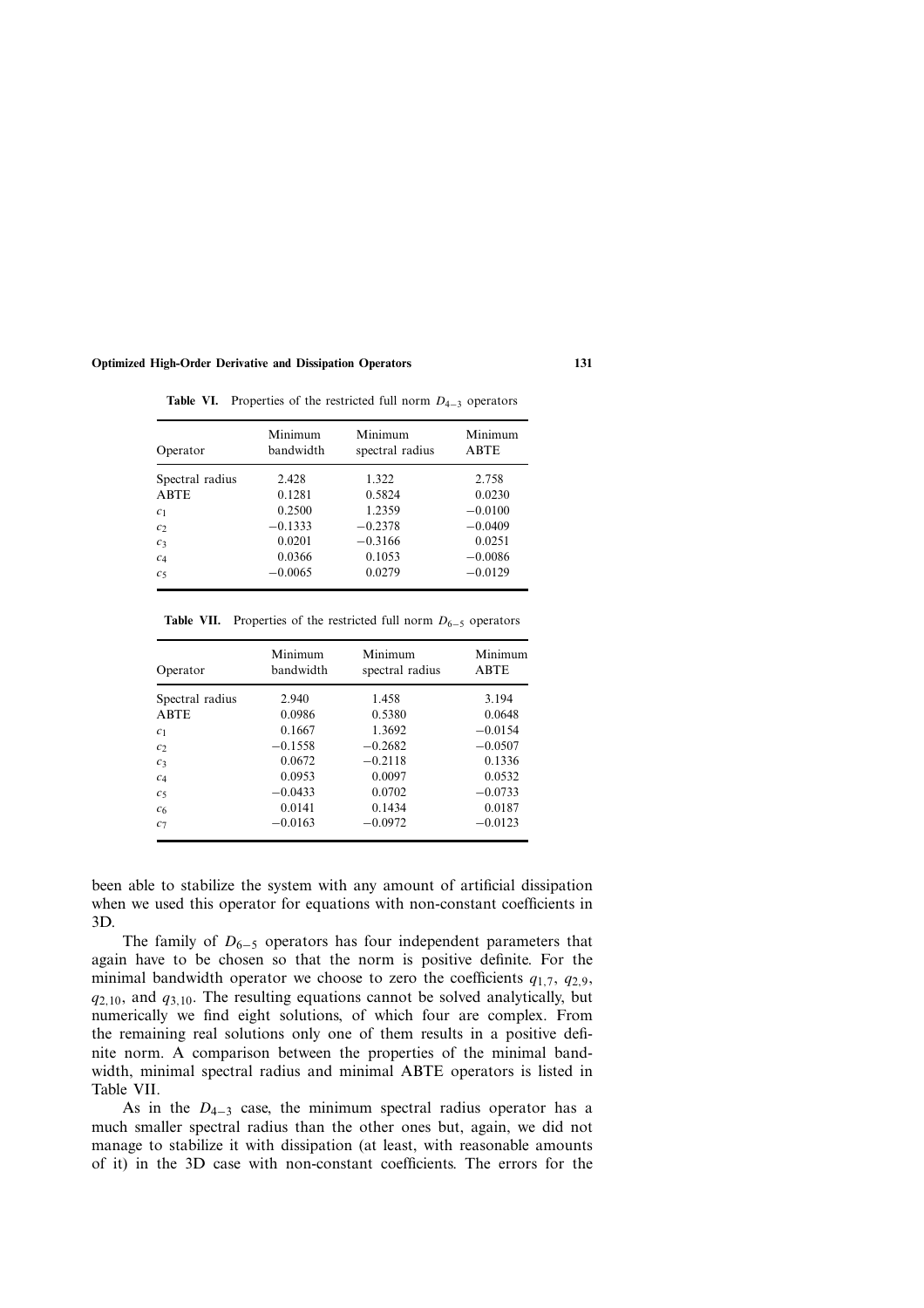**Table VI.** Properties of the restricted full norm $D_{4-3}$ operators

| Operator | Minimum bandwidth | Minimum spectral radius | Minimum ABTE |
|---|---|---|---|
| Spectral radius | 2.428 | 1.322 | 2.758 |
| ABTE | 0.1281 | 0.5824 | 0.0230 |
| $c_1$ | 0.2500 | 1.2359 | −0.0100 |
| $c_2$ | −0.1333 | −0.2378 | −0.0409 |
| $c_3$ | 0.0201 | −0.3166 | 0.0251 |
| $c_4$ | 0.0366 | 0.1053 | −0.0086 |
| $c_5$ | −0.0065 | 0.0279 | −0.0129 |

**Table VII.** Properties of the restricted full norm $D_{6-5}$ operators

| Operator | Minimum bandwidth | Minimum spectral radius | Minimum ABTE |
|---|---|---|---|
| Spectral radius | 2.940 | 1.458 | 3.194 |
| ABTE | 0.0986 | 0.5380 | 0.0648 |
| $c_1$ | 0.1667 | 1.3692 | −0.0154 |
| $c_2$ | −0.1558 | −0.2682 | −0.0507 |
| $c_3$ | 0.0672 | −0.2118 | 0.1336 |
| $c_4$ | 0.0953 | 0.0097 | 0.0532 |
| $c_5$ | −0.0433 | 0.0702 | −0.0733 |
| $c_6$ | 0.0141 | 0.1434 | 0.0187 |
| $c_7$ | −0.0163 | −0.0972 | −0.0123 |

been able to stabilize the system with any amount of artificial dissipation when we used this operator for equations with non-constant coefficients in 3D.

The family of $D_{6-5}$ operators has four independent parameters that again have to be chosen so that the norm is positive definite. For the minimal bandwidth operator we choose to zero the coefficients $q_{1,7}$, $q_{2,9}$, $q_{2,10}$, and $q_{3,10}$. The resulting equations cannot be solved analytically, but numerically we find eight solutions, of which four are complex. From the remaining real solutions only one of them results in a positive definite norm. A comparison between the properties of the minimal bandwidth, minimal spectral radius and minimal ABTE operators is listed in Table VII.

As in the $D_{4-3}$ case, the minimum spectral radius operator has a much smaller spectral radius than the other ones but, again, we did not manage to stabilize it with dissipation (at least, with reasonable amounts of it) in the 3D case with non-constant coefficients. The errors for the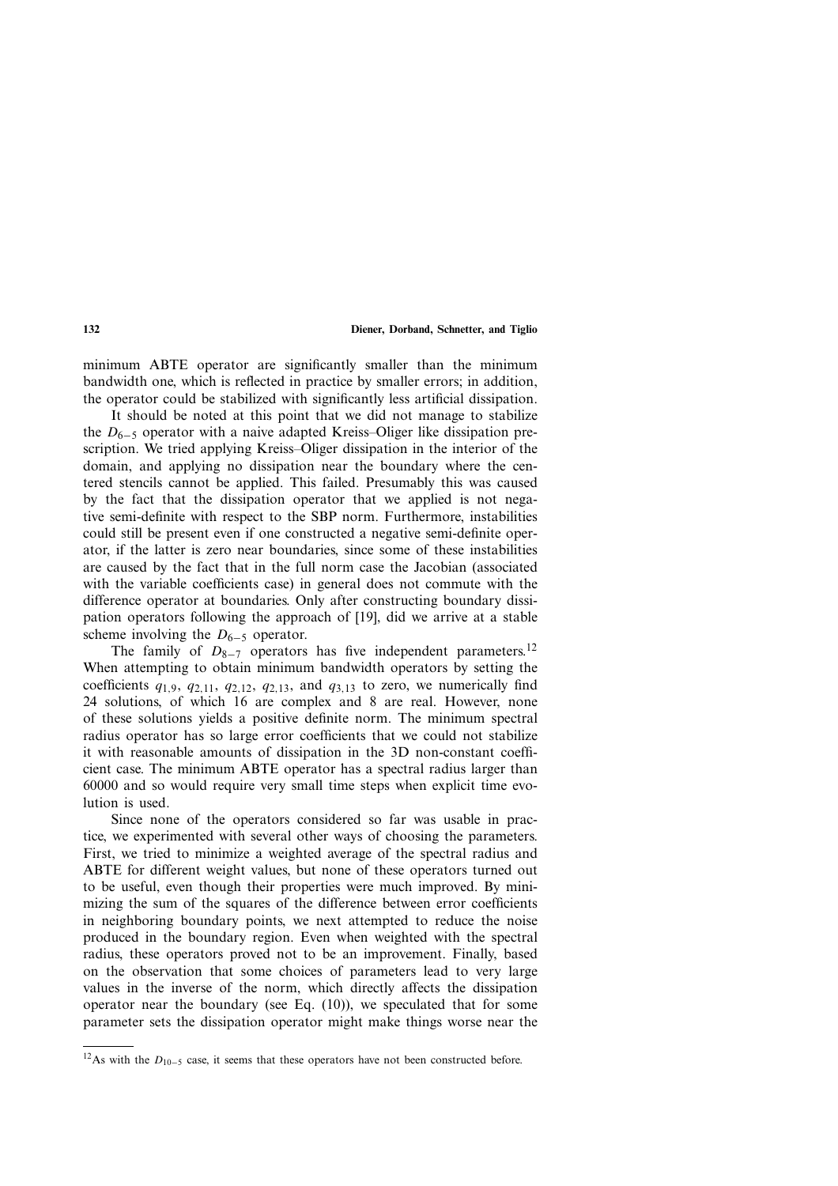minimum ABTE operator are significantly smaller than the minimum bandwidth one, which is reflected in practice by smaller errors; in addition, the operator could be stabilized with significantly less artificial dissipation.

It should be noted at this point that we did not manage to stabilize the $D_{6-5}$ operator with a naive adapted Kreiss–Oliger like dissipation prescription. We tried applying Kreiss–Oliger dissipation in the interior of the domain, and applying no dissipation near the boundary where the centered stencils cannot be applied. This failed. Presumably this was caused by the fact that the dissipation operator that we applied is not negative semi-definite with respect to the SBP norm. Furthermore, instabilities could still be present even if one constructed a negative semi-definite operator, if the latter is zero near boundaries, since some of these instabilities are caused by the fact that in the full norm case the Jacobian (associated with the variable coefficients case) in general does not commute with the difference operator at boundaries. Only after constructing boundary dissipation operators following the approach of [19], did we arrive at a stable scheme involving the $D_{6-5}$ operator.

The family of $D_{8-7}$ operators has five independent parameters.[12] When attempting to obtain minimum bandwidth operators by setting the coefficients $q_{1,9}$, $q_{2,11}$, $q_{2,12}$, $q_{2,13}$, and $q_{3,13}$ to zero, we numerically find 24 solutions, of which 16 are complex and 8 are real. However, none of these solutions yields a positive definite norm. The minimum spectral radius operator has so large error coefficients that we could not stabilize it with reasonable amounts of dissipation in the 3D non-constant coefficient case. The minimum ABTE operator has a spectral radius larger than 60000 and so would require very small time steps when explicit time evolution is used.

Since none of the operators considered so far was usable in practice, we experimented with several other ways of choosing the parameters. First, we tried to minimize a weighted average of the spectral radius and ABTE for different weight values, but none of these operators turned out to be useful, even though their properties were much improved. By minimizing the sum of the squares of the difference between error coefficients in neighboring boundary points, we next attempted to reduce the noise produced in the boundary region. Even when weighted with the spectral radius, these operators proved not to be an improvement. Finally, based on the observation that some choices of parameters lead to very large values in the inverse of the norm, which directly affects the dissipation operator near the boundary (see Eq. (10)), we speculated that for some parameter sets the dissipation operator might make things worse near the

[12] As with the $D_{10-5}$ case, it seems that these operators have not been constructed before.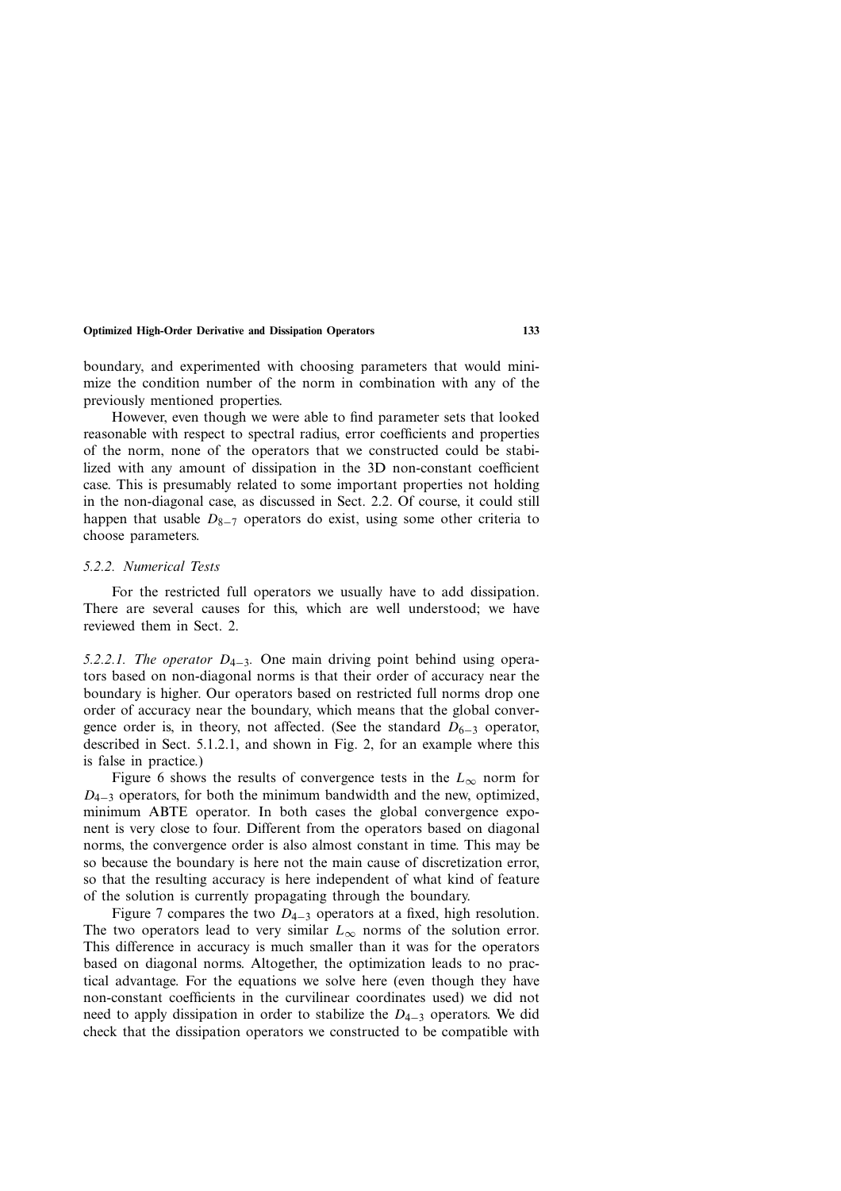boundary, and experimented with choosing parameters that would minimize the condition number of the norm in combination with any of the previously mentioned properties.

However, even though we were able to find parameter sets that looked reasonable with respect to spectral radius, error coefficients and properties of the norm, none of the operators that we constructed could be stabilized with any amount of dissipation in the 3D non-constant coefficient case. This is presumably related to some important properties not holding in the non-diagonal case, as discussed in Sect. 2.2. Of course, it could still happen that usable $D_{8-7}$ operators do exist, using some other criteria to choose parameters.

#### *5.2.2. Numerical Tests*

For the restricted full operators we usually have to add dissipation. There are several causes for this, which are well understood; we have reviewed them in Sect. 2.

*5.2.2.1. The operator $D_{4-3}$.* One main driving point behind using operators based on non-diagonal norms is that their order of accuracy near the boundary is higher. Our operators based on restricted full norms drop one order of accuracy near the boundary, which means that the global convergence order is, in theory, not affected. (See the standard $D_{6-3}$ operator, described in Sect. 5.1.2.1, and shown in Fig. 2, for an example where this is false in practice.)

Figure 6 shows the results of convergence tests in the $L_\infty$ norm for $D_{4-3}$ operators, for both the minimum bandwidth and the new, optimized, minimum ABTE operator. In both cases the global convergence exponent is very close to four. Different from the operators based on diagonal norms, the convergence order is also almost constant in time. This may be so because the boundary is here not the main cause of discretization error, so that the resulting accuracy is here independent of what kind of feature of the solution is currently propagating through the boundary.

Figure 7 compares the two $D_{4-3}$ operators at a fixed, high resolution. The two operators lead to very similar $L_\infty$ norms of the solution error. This difference in accuracy is much smaller than it was for the operators based on diagonal norms. Altogether, the optimization leads to no practical advantage. For the equations we solve here (even though they have non-constant coefficients in the curvilinear coordinates used) we did not need to apply dissipation in order to stabilize the $D_{4-3}$ operators. We did check that the dissipation operators we constructed to be compatible with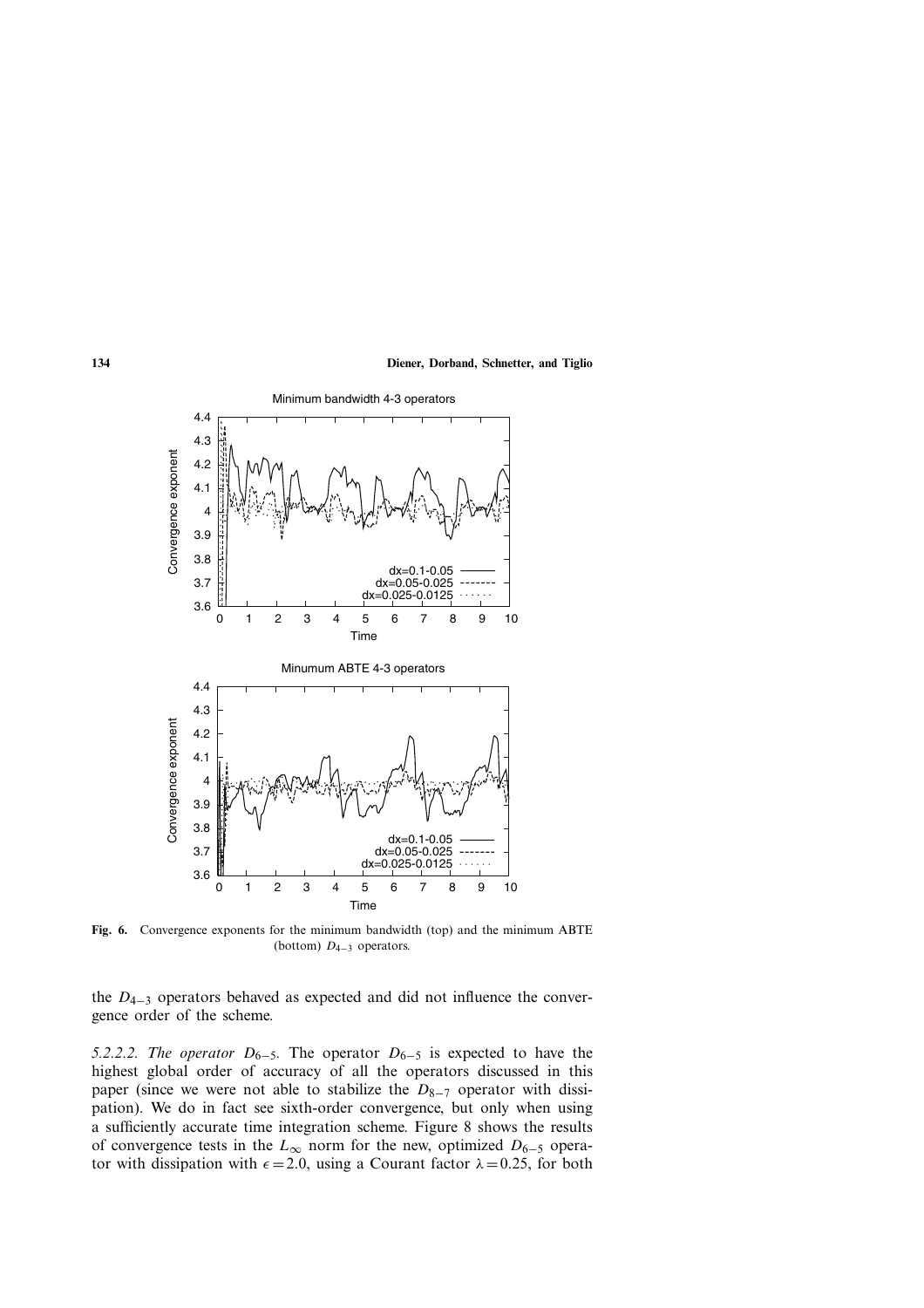**Fig. 6.** Convergence exponents for the minimum bandwidth (top) and the minimum ABTE (bottom) $D_{4-3}$ operators.

the $D_{4-3}$ operators behaved as expected and did not influence the convergence order of the scheme.

*5.2.2.2. The operator $D_{6-5}$.* The operator $D_{6-5}$ is expected to have the highest global order of accuracy of all the operators discussed in this paper (since we were not able to stabilize the $D_{8-7}$ operator with dissipation). We do in fact see sixth-order convergence, but only when using a sufficiently accurate time integration scheme. Figure 8 shows the results of convergence tests in the $L_\infty$ norm for the new, optimized $D_{6-5}$ operator with dissipation with $\epsilon = 2.0$, using a Courant factor $\lambda = 0.25$, for both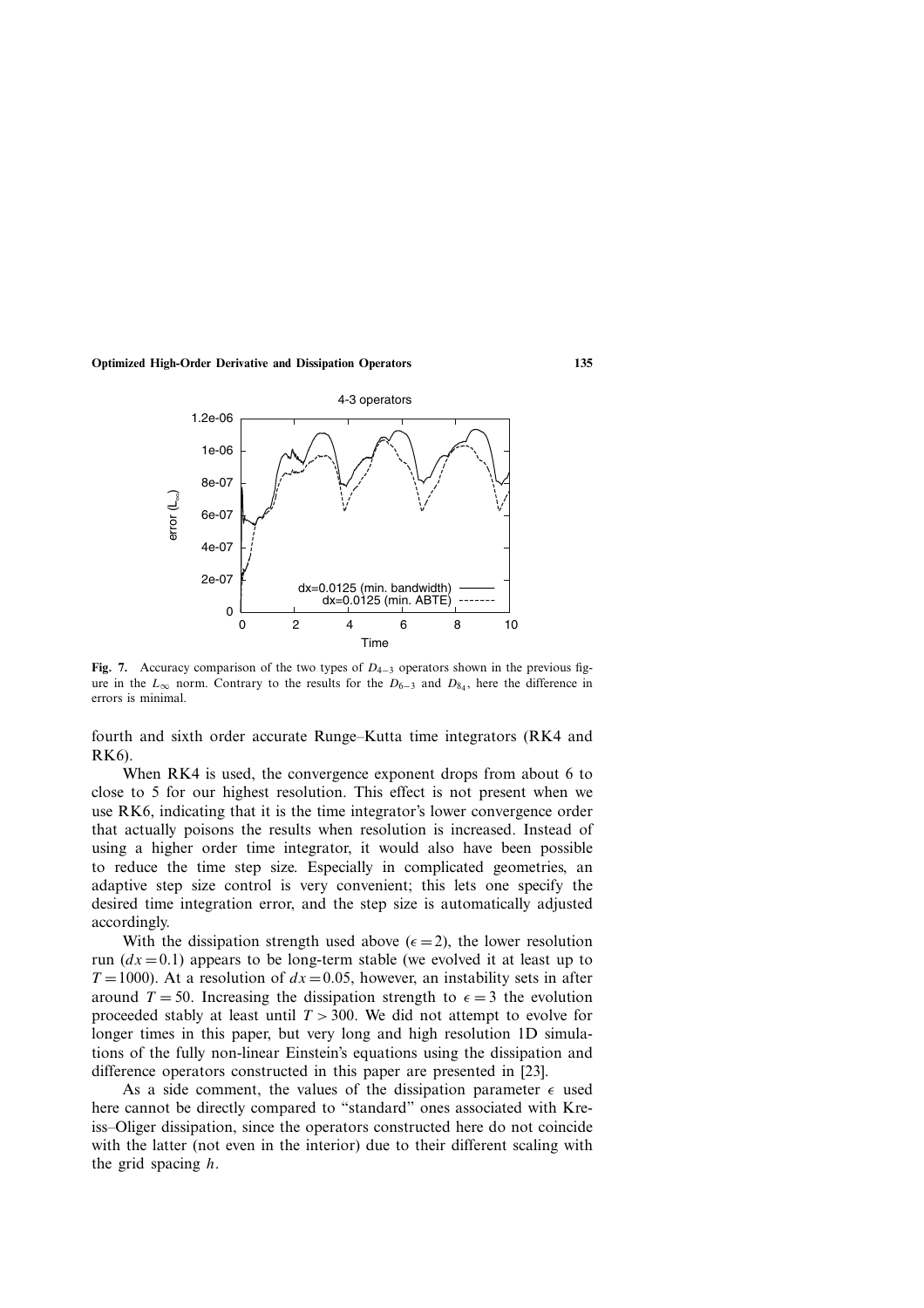**Fig. 7.** Accuracy comparison of the two types of $D_{4-3}$ operators shown in the previous figure in the $L_\infty$ norm. Contrary to the results for the $D_{6-3}$ and $D_{8_4}$, here the difference in errors is minimal.

fourth and sixth order accurate Runge–Kutta time integrators (RK4 and RK6).

When RK4 is used, the convergence exponent drops from about 6 to close to 5 for our highest resolution. This effect is not present when we use RK6, indicating that it is the time integrator's lower convergence order that actually poisons the results when resolution is increased. Instead of using a higher order time integrator, it would also have been possible to reduce the time step size. Especially in complicated geometries, an adaptive step size control is very convenient; this lets one specify the desired time integration error, and the step size is automatically adjusted accordingly.

With the dissipation strength used above ($\epsilon = 2$), the lower resolution run ($dx = 0.1$) appears to be long-term stable (we evolved it at least up to $T = 1000$). At a resolution of $dx = 0.05$, however, an instability sets in after around $T = 50$. Increasing the dissipation strength to $\epsilon = 3$ the evolution proceeded stably at least until $T > 300$. We did not attempt to evolve for longer times in this paper, but very long and high resolution 1D simulations of the fully non-linear Einstein's equations using the dissipation and difference operators constructed in this paper are presented in [23].

As a side comment, the values of the dissipation parameter $\epsilon$ used here cannot be directly compared to "standard" ones associated with Kreiss–Oliger dissipation, since the operators constructed here do not coincide with the latter (not even in the interior) due to their different scaling with the grid spacing $h$.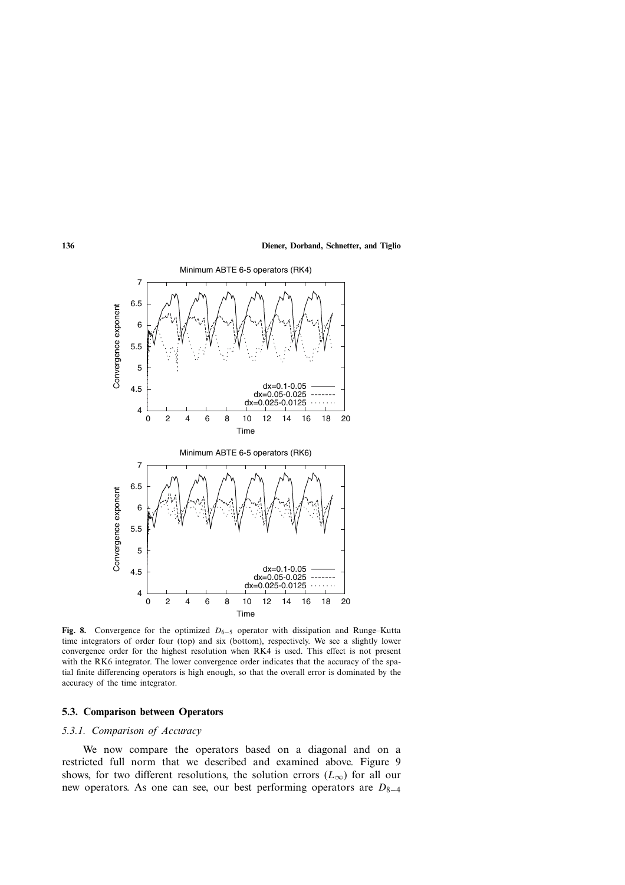**Fig. 8.** Convergence for the optimized $D_{6-5}$ operator with dissipation and Runge–Kutta time integrators of order four (top) and six (bottom), respectively. We see a slightly lower convergence order for the highest resolution when RK4 is used. This effect is not present with the RK6 integrator. The lower convergence order indicates that the accuracy of the spatial finite differencing operators is high enough, so that the overall error is dominated by the accuracy of the time integrator.

### 5.3. Comparison between Operators

#### *5.3.1. Comparison of Accuracy*

We now compare the operators based on a diagonal and on a restricted full norm that we described and examined above. Figure 9 shows, for two different resolutions, the solution errors ($L_\infty$) for all our new operators. As one can see, our best performing operators are $D_{8-4}$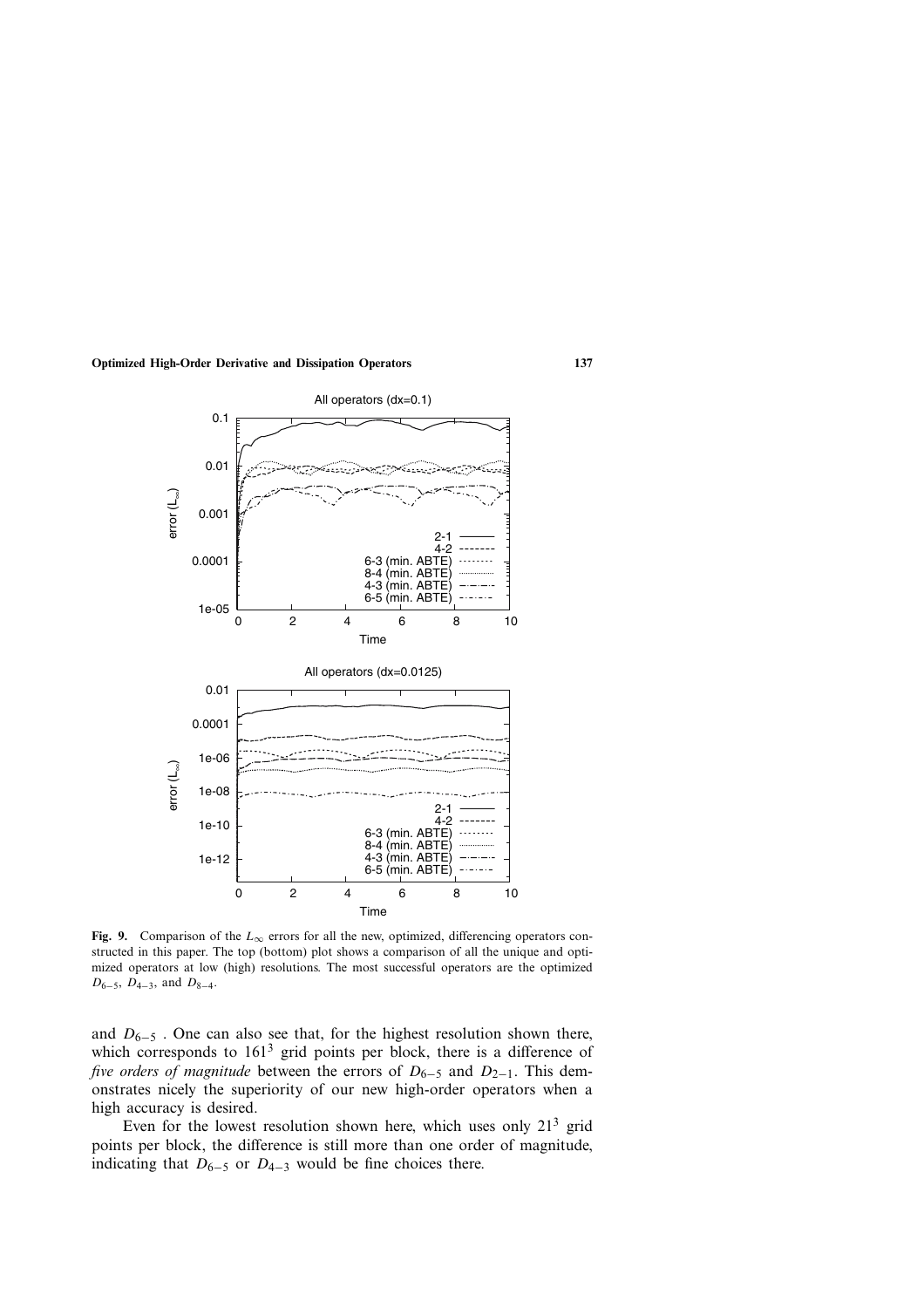**Fig. 9.** Comparison of the $L_\infty$ errors for all the new, optimized, differencing operators constructed in this paper. The top (bottom) plot shows a comparison of all the unique and optimized operators at low (high) resolutions. The most successful operators are the optimized $D_{6-5}$, $D_{4-3}$, and $D_{8-4}$.

and $D_{6-5}$ . One can also see that, for the highest resolution shown there, which corresponds to $161^3$ grid points per block, there is a difference of *five orders of magnitude* between the errors of $D_{6-5}$ and $D_{2-1}$. This demonstrates nicely the superiority of our new high-order operators when a high accuracy is desired.

Even for the lowest resolution shown here, which uses only $21^3$ grid points per block, the difference is still more than one order of magnitude, indicating that $D_{6-5}$ or $D_{4-3}$ would be fine choices there.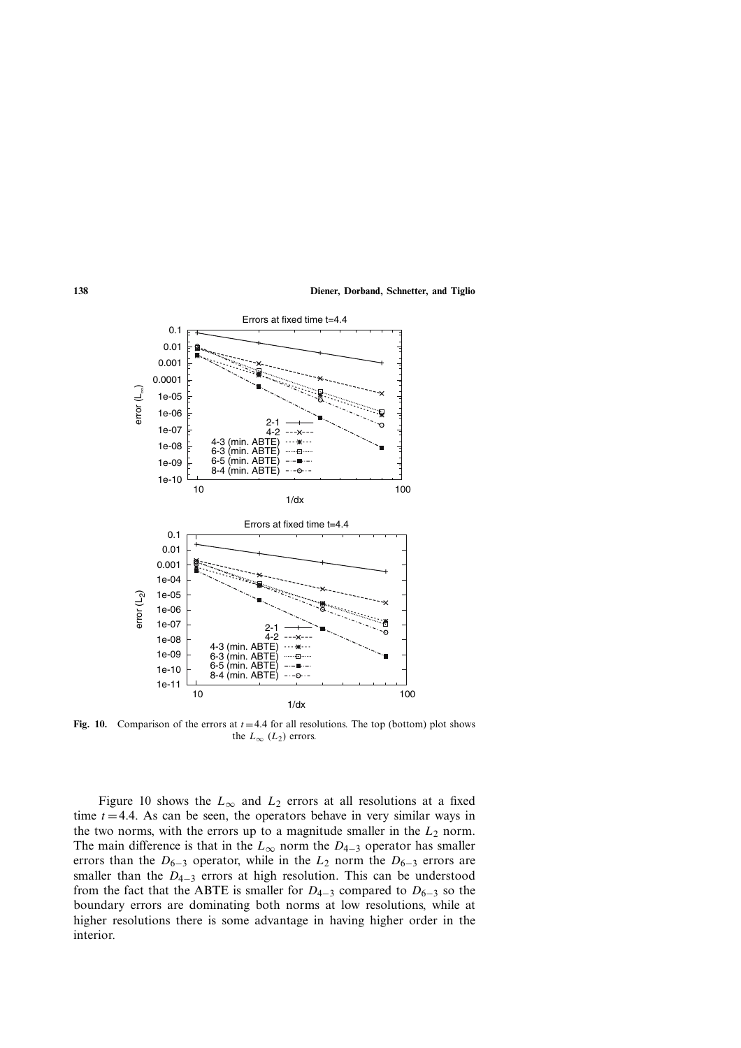**Fig. 10.** Comparison of the errors at $t = 4.4$ for all resolutions. The top (bottom) plot shows the $L_\infty$ ($L_2$) errors.

Figure 10 shows the $L_\infty$ and $L_2$ errors at all resolutions at a fixed time $t = 4.4$. As can be seen, the operators behave in very similar ways in the two norms, with the errors up to a magnitude smaller in the $L_2$ norm. The main difference is that in the $L_\infty$ norm the $D_{4-3}$ operator has smaller errors than the $D_{6-3}$ operator, while in the $L_2$ norm the $D_{6-3}$ errors are smaller than the $D_{4-3}$ errors at high resolution. This can be understood from the fact that the ABTE is smaller for $D_{4-3}$ compared to $D_{6-3}$ so the boundary errors are dominating both norms at low resolutions, while at higher resolutions there is some advantage in having higher order in the interior.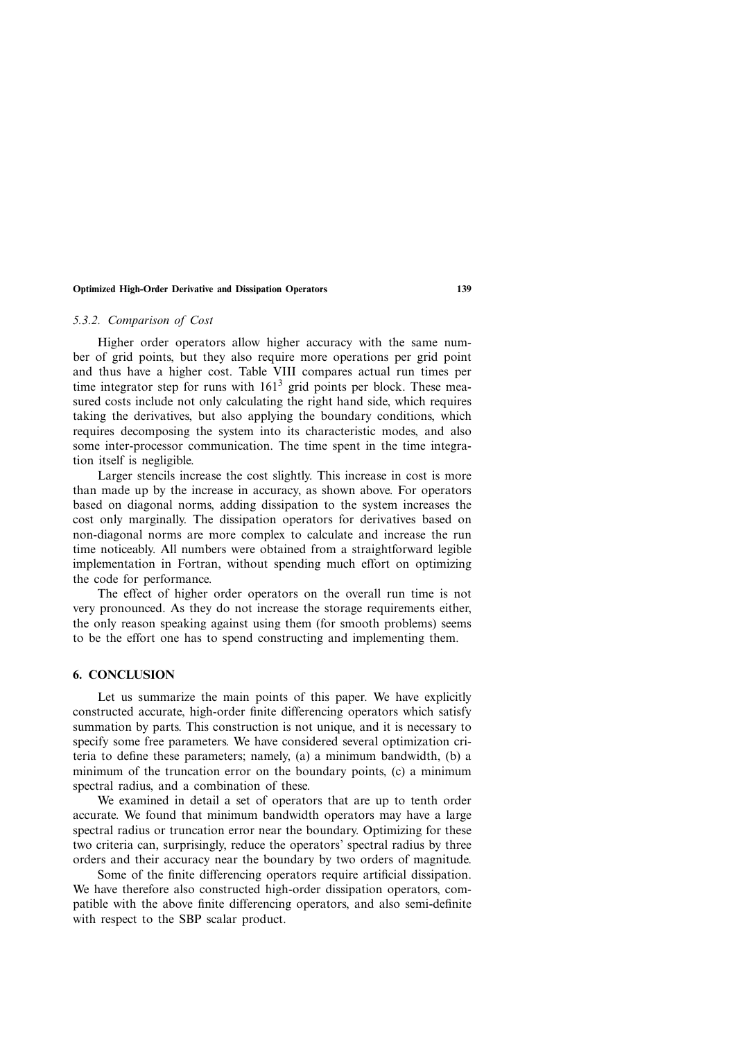### *5.3.2. Comparison of Cost*

Higher order operators allow higher accuracy with the same number of grid points, but they also require more operations per grid point and thus have a higher cost. Table VIII compares actual run times per time integrator step for runs with $161^3$ grid points per block. These measured costs include not only calculating the right hand side, which requires taking the derivatives, but also applying the boundary conditions, which requires decomposing the system into its characteristic modes, and also some inter-processor communication. The time spent in the time integration itself is negligible.

Larger stencils increase the cost slightly. This increase in cost is more than made up by the increase in accuracy, as shown above. For operators based on diagonal norms, adding dissipation to the system increases the cost only marginally. The dissipation operators for derivatives based on non-diagonal norms are more complex to calculate and increase the run time noticeably. All numbers were obtained from a straightforward legible implementation in Fortran, without spending much effort on optimizing the code for performance.

The effect of higher order operators on the overall run time is not very pronounced. As they do not increase the storage requirements either, the only reason speaking against using them (for smooth problems) seems to be the effort one has to spend constructing and implementing them.

## 6. CONCLUSION

Let us summarize the main points of this paper. We have explicitly constructed accurate, high-order finite differencing operators which satisfy summation by parts. This construction is not unique, and it is necessary to specify some free parameters. We have considered several optimization criteria to define these parameters; namely, (a) a minimum bandwidth, (b) a minimum of the truncation error on the boundary points, (c) a minimum spectral radius, and a combination of these.

We examined in detail a set of operators that are up to tenth order accurate. We found that minimum bandwidth operators may have a large spectral radius or truncation error near the boundary. Optimizing for these two criteria can, surprisingly, reduce the operators' spectral radius by three orders and their accuracy near the boundary by two orders of magnitude.

Some of the finite differencing operators require artificial dissipation. We have therefore also constructed high-order dissipation operators, compatible with the above finite differencing operators, and also semi-definite with respect to the SBP scalar product.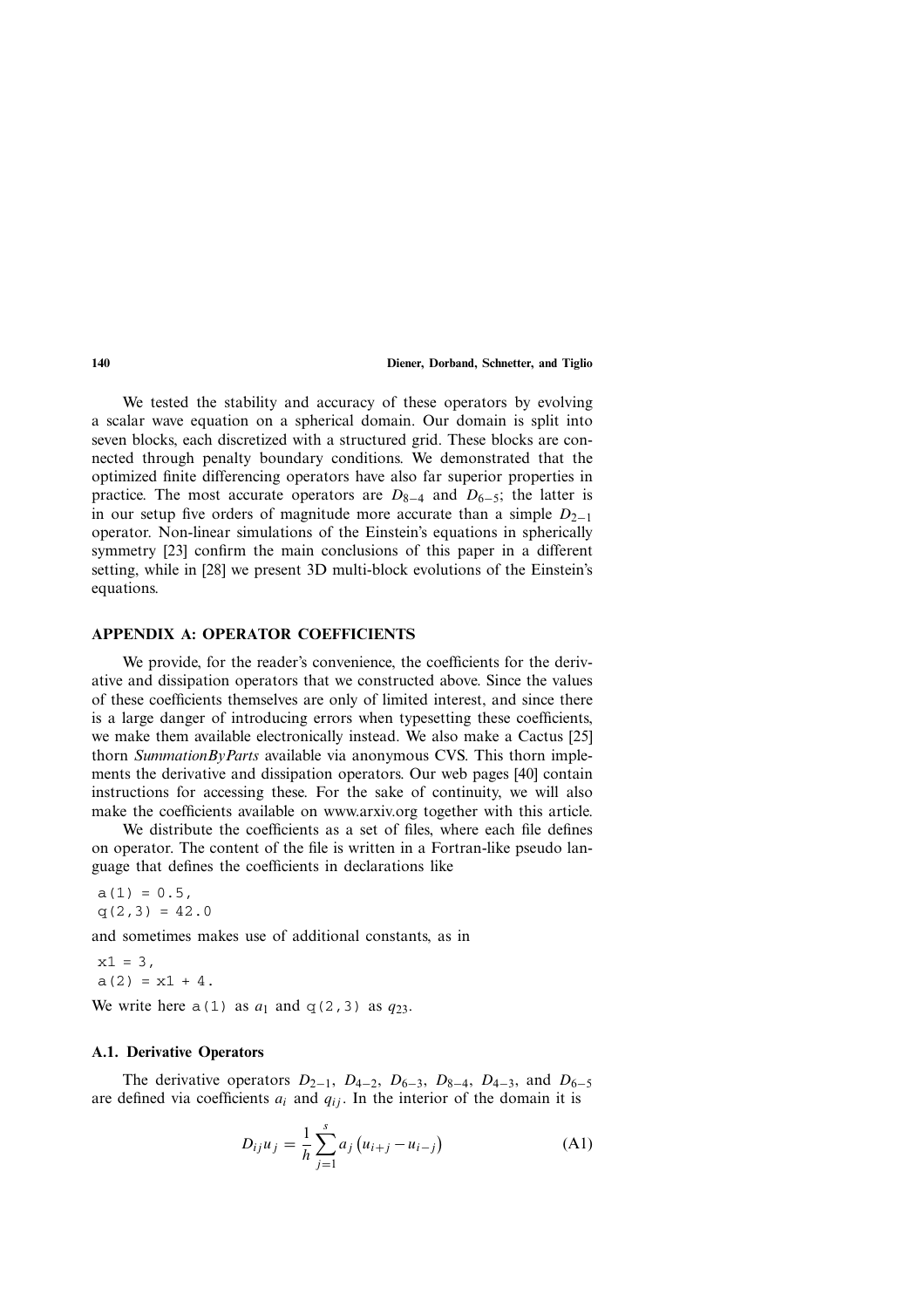We tested the stability and accuracy of these operators by evolving a scalar wave equation on a spherical domain. Our domain is split into seven blocks, each discretized with a structured grid. These blocks are connected through penalty boundary conditions. We demonstrated that the optimized finite differencing operators have also far superior properties in practice. The most accurate operators are $D_{8-4}$ and $D_{6-5}$; the latter is in our setup five orders of magnitude more accurate than a simple $D_{2-1}$ operator. Non-linear simulations of the Einstein's equations in spherically symmetry [23] confirm the main conclusions of this paper in a different setting, while in [28] we present 3D multi-block evolutions of the Einstein's equations.

## APPENDIX A: OPERATOR COEFFICIENTS

We provide, for the reader's convenience, the coefficients for the derivative and dissipation operators that we constructed above. Since the values of these coefficients themselves are only of limited interest, and since there is a large danger of introducing errors when typesetting these coefficients, we make them available electronically instead. We also make a Cactus [25] thorn *SummationByParts* available via anonymous CVS. This thorn implements the derivative and dissipation operators. Our web pages [40] contain instructions for accessing these. For the sake of continuity, we will also make the coefficients available on www.arxiv.org together with this article.

We distribute the coefficients as a set of files, where each file defines on operator. The content of the file is written in a Fortran-like pseudo language that defines the coefficients in declarations like

```
a(1) = 0.5,
q(2,3) = 42.0
```

and sometimes makes use of additional constants, as in

```
x1 = 3,
a(2) = x1 + 4.
```

We write here `a(1)` as $a_1$ and `q(2,3)` as $q_{23}$.

### A.1. Derivative Operators

The derivative operators $D_{2-1}$, $D_{4-2}$, $D_{6-3}$, $D_{8-4}$, $D_{4-3}$, and $D_{6-5}$ are defined via coefficients $a_i$ and $q_{ij}$. In the interior of the domain it is

$$D_{ij}u_j = \frac{1}{h}\sum_{j=1}^{s} a_j\left(u_{i+j} - u_{i-j}\right) \tag{A1}$$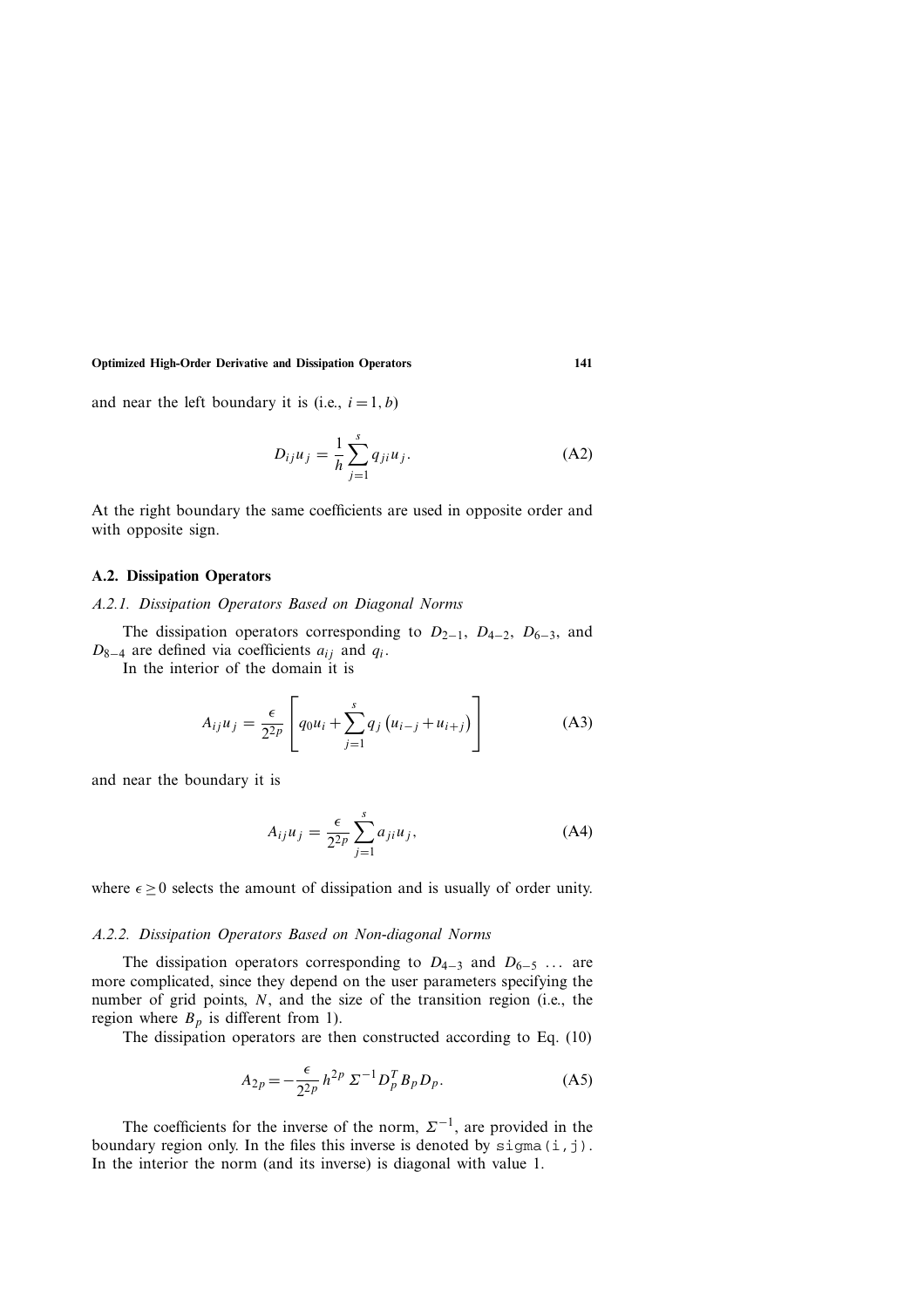and near the left boundary it is (i.e., $i = 1, b$)

$$D_{ij} u_j = \frac{1}{h} \sum_{j=1}^{s} q_{ji} u_j. \tag{A2}$$

At the right boundary the same coefficients are used in opposite order and with opposite sign.

## A.2. Dissipation Operators

### *A.2.1. Dissipation Operators Based on Diagonal Norms*

The dissipation operators corresponding to $D_{2-1}$, $D_{4-2}$, $D_{6-3}$, and $D_{8-4}$ are defined via coefficients $a_{ij}$ and $q_i$.

In the interior of the domain it is

$$A_{ij} u_j = \frac{\epsilon}{2^{2p}} \left[ q_0 u_i + \sum_{j=1}^{s} q_j \left( u_{i-j} + u_{i+j} \right) \right] \tag{A3}$$

and near the boundary it is

$$A_{ij} u_j = \frac{\epsilon}{2^{2p}} \sum_{j=1}^{s} a_{ji} u_j, \tag{A4}$$

where $\epsilon \geq 0$ selects the amount of dissipation and is usually of order unity.

### *A.2.2. Dissipation Operators Based on Non-diagonal Norms*

The dissipation operators corresponding to $D_{4-3}$ and $D_{6-5}$ ... are more complicated, since they depend on the user parameters specifying the number of grid points, $N$, and the size of the transition region (i.e., the region where $B_p$ is different from 1).

The dissipation operators are then constructed according to Eq. (10)

$$A_{2p} = -\frac{\epsilon}{2^{2p}} h^{2p} \, \Sigma^{-1} D_p^T B_p D_p. \tag{A5}$$

The coefficients for the inverse of the norm, $\Sigma^{-1}$, are provided in the boundary region only. In the files this inverse is denoted by `sigma(i,j)`. In the interior the norm (and its inverse) is diagonal with value 1.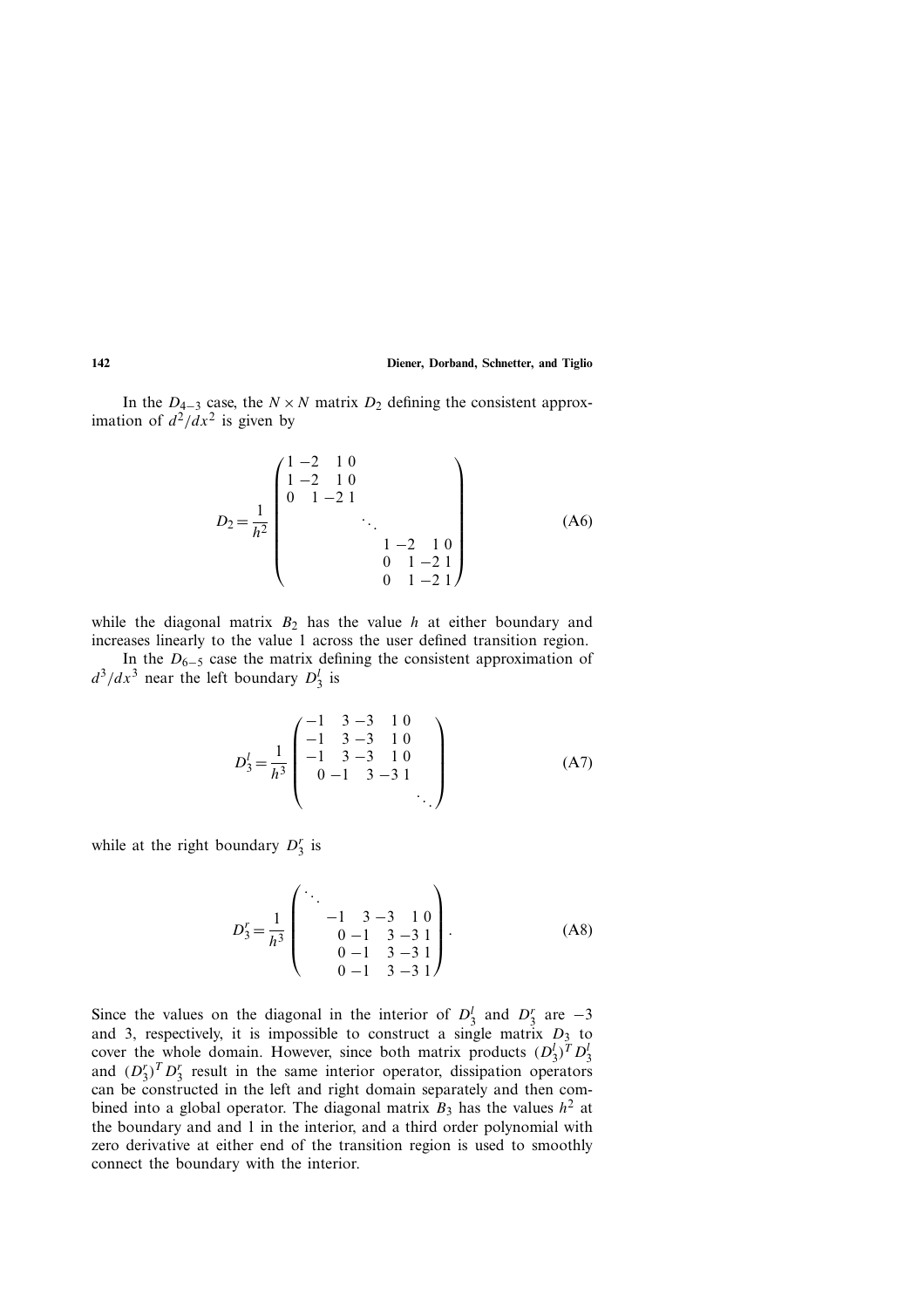In the $D_{4-3}$ case, the $N \times N$ matrix $D_2$ defining the consistent approximation of $d^2/dx^2$ is given by

$$
D_2 = \frac{1}{h^2} \begin{pmatrix} 1 & -2 & 1 & 0 & & & \\ 1 & -2 & 1 & 0 & & & \\ 0 & 1 & -2 & 1 & & & \\ & & & \ddots & & & \\ & & & 1 & -2 & 1 & 0 \\ & & & 0 & 1 & -2 & 1 \\ & & & 0 & 1 & -2 & 1 \end{pmatrix} \tag{A6}
$$

while the diagonal matrix $B_2$ has the value $h$ at either boundary and increases linearly to the value 1 across the user defined transition region.

In the $D_{6-5}$ case the matrix defining the consistent approximation of $d^3/dx^3$ near the left boundary $D_3^l$ is

$$
D_3^l = \frac{1}{h^3} \begin{pmatrix} -1 & 3 & -3 & 1 & 0 & \\ -1 & 3 & -3 & 1 & 0 & \\ -1 & 3 & -3 & 1 & 0 & \\ 0 & -1 & 3 & -3 & 1 & \\ & & & & & \ddots \end{pmatrix} \tag{A7}
$$

while at the right boundary $D_3^r$ is

$$
D_3^r = \frac{1}{h^3} \begin{pmatrix} \ddots & & & & & \\ & -1 & 3 & -3 & 1 & 0 \\ & 0 & -1 & 3 & -3 & 1 \\ & 0 & -1 & 3 & -3 & 1 \\ & 0 & -1 & 3 & -3 & 1 \end{pmatrix}. \tag{A8}
$$

Since the values on the diagonal in the interior of $D_3^l$ and $D_3^r$ are $-3$ and 3, respectively, it is impossible to construct a single matrix $D_3$ to cover the whole domain. However, since both matrix products $(D_3^l)^T D_3^l$ and $(D_3^r)^T D_3^r$ result in the same interior operator, dissipation operators can be constructed in the left and right domain separately and then combined into a global operator. The diagonal matrix $B_3$ has the values $h^2$ at the boundary and and 1 in the interior, and a third order polynomial with zero derivative at either end of the transition region is used to smoothly connect the boundary with the interior.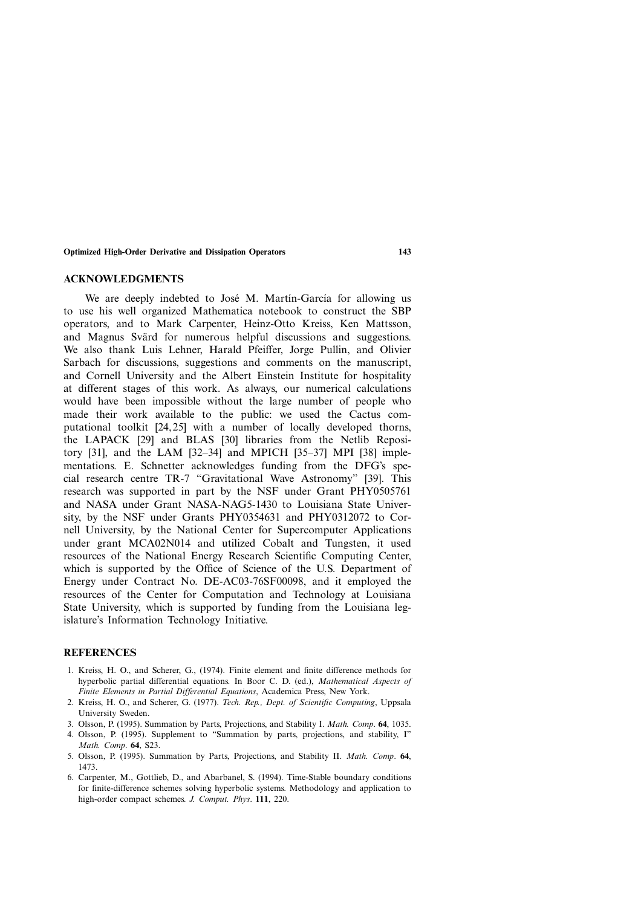## ACKNOWLEDGMENTS

We are deeply indebted to José M. Martín-García for allowing us to use his well organized Mathematica notebook to construct the SBP operators, and to Mark Carpenter, Heinz-Otto Kreiss, Ken Mattsson, and Magnus Svärd for numerous helpful discussions and suggestions. We also thank Luis Lehner, Harald Pfeiffer, Jorge Pullin, and Olivier Sarbach for discussions, suggestions and comments on the manuscript, and Cornell University and the Albert Einstein Institute for hospitality at different stages of this work. As always, our numerical calculations would have been impossible without the large number of people who made their work available to the public: we used the Cactus computational toolkit [24,25] with a number of locally developed thorns, the LAPACK [29] and BLAS [30] libraries from the Netlib Repository [31], and the LAM [32–34] and MPICH [35–37] MPI [38] implementations. E. Schnetter acknowledges funding from the DFG's special research centre TR-7 "Gravitational Wave Astronomy" [39]. This research was supported in part by the NSF under Grant PHY0505761 and NASA under Grant NASA-NAG5-1430 to Louisiana State University, by the NSF under Grants PHY0354631 and PHY0312072 to Cornell University, by the National Center for Supercomputer Applications under grant MCA02N014 and utilized Cobalt and Tungsten, it used resources of the National Energy Research Scientific Computing Center, which is supported by the Office of Science of the U.S. Department of Energy under Contract No. DE-AC03-76SF00098, and it employed the resources of the Center for Computation and Technology at Louisiana State University, which is supported by funding from the Louisiana legislature's Information Technology Initiative.

## REFERENCES

1. Kreiss, H. O., and Scherer, G., (1974). Finite element and finite difference methods for hyperbolic partial differential equations. In Boor C. D. (ed.), *Mathematical Aspects of Finite Elements in Partial Differential Equations*, Academica Press, New York.
2. Kreiss, H. O., and Scherer, G. (1977). *Tech. Rep., Dept. of Scientific Computing*, Uppsala University Sweden.
3. Olsson, P. (1995). Summation by Parts, Projections, and Stability I. *Math. Comp*. **64**, 1035.
4. Olsson, P. (1995). Supplement to "Summation by parts, projections, and stability, I" *Math. Comp*. **64**, S23.
5. Olsson, P. (1995). Summation by Parts, Projections, and Stability II. *Math. Comp*. **64**, 1473.
6. Carpenter, M., Gottlieb, D., and Abarbanel, S. (1994). Time-Stable boundary conditions for finite-difference schemes solving hyperbolic systems. Methodology and application to high-order compact schemes. *J. Comput. Phys*. **111**, 220.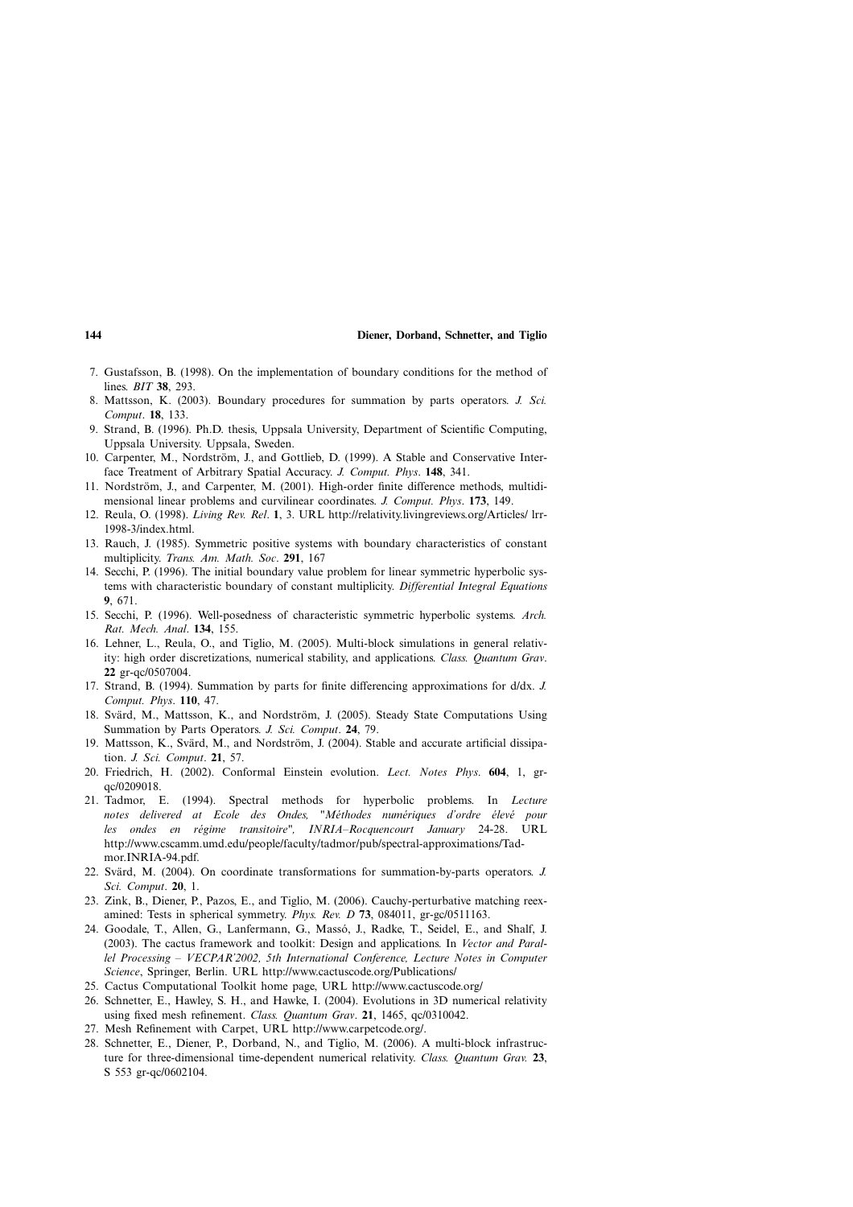7. Gustafsson, B. (1998). On the implementation of boundary conditions for the method of lines. *BIT* **38**, 293.
8. Mattsson, K. (2003). Boundary procedures for summation by parts operators. *J. Sci. Comput*. **18**, 133.
9. Strand, B. (1996). Ph.D. thesis, Uppsala University, Department of Scientific Computing, Uppsala University. Uppsala, Sweden.
10. Carpenter, M., Nordström, J., and Gottlieb, D. (1999). A Stable and Conservative Interface Treatment of Arbitrary Spatial Accuracy. *J. Comput. Phys*. **148**, 341.
11. Nordström, J., and Carpenter, M. (2001). High-order finite difference methods, multidimensional linear problems and curvilinear coordinates. *J. Comput. Phys*. **173**, 149.
12. Reula, O. (1998). *Living Rev. Rel*. **1**, 3. URL http://relativity.livingreviews.org/Articles/ lrr-1998-3/index.html.
13. Rauch, J. (1985). Symmetric positive systems with boundary characteristics of constant multiplicity. *Trans. Am. Math. Soc*. **291**, 167
14. Secchi, P. (1996). The initial boundary value problem for linear symmetric hyperbolic systems with characteristic boundary of constant multiplicity. *Differential Integral Equations* **9**, 671.
15. Secchi, P. (1996). Well-posedness of characteristic symmetric hyperbolic systems. *Arch. Rat. Mech. Anal*. **134**, 155.
16. Lehner, L., Reula, O., and Tiglio, M. (2005). Multi-block simulations in general relativity: high order discretizations, numerical stability, and applications. *Class. Quantum Grav*. **22** gr-qc/0507004.
17. Strand, B. (1994). Summation by parts for finite differencing approximations for d/dx. *J. Comput. Phys*. **110**, 47.
18. Svärd, M., Mattsson, K., and Nordström, J. (2005). Steady State Computations Using Summation by Parts Operators. *J. Sci. Comput*. **24**, 79.
19. Mattsson, K., Svärd, M., and Nordström, J. (2004). Stable and accurate artificial dissipation. *J. Sci. Comput*. **21**, 57.
20. Friedrich, H. (2002). Conformal Einstein evolution. *Lect. Notes Phys*. **604**, 1, gr-qc/0209018.
21. Tadmor, E. (1994). Spectral methods for hyperbolic problems. In *Lecture notes delivered at Ecole des Ondes, "Méthodes numériques d'ordre élevé pour les ondes en régime transitoire", INRIA–Rocquencourt January* 24-28. URL http://www.cscamm.umd.edu/people/faculty/tadmor/pub/spectral-approximations/Tadmor.INRIA-94.pdf.
22. Svärd, M. (2004). On coordinate transformations for summation-by-parts operators. *J. Sci. Comput*. **20**, 1.
23. Zink, B., Diener, P., Pazos, E., and Tiglio, M. (2006). Cauchy-perturbative matching reexamined: Tests in spherical symmetry. *Phys. Rev. D* **73**, 084011, gr-gc/0511163.
24. Goodale, T., Allen, G., Lanfermann, G., Massó, J., Radke, T., Seidel, E., and Shalf, J. (2003). The cactus framework and toolkit: Design and applications. In *Vector and Parallel Processing – VECPAR'2002, 5th International Conference, Lecture Notes in Computer Science*, Springer, Berlin. URL http://www.cactuscode.org/Publications/
25. Cactus Computational Toolkit home page, URL http://www.cactuscode.org/
26. Schnetter, E., Hawley, S. H., and Hawke, I. (2004). Evolutions in 3D numerical relativity using fixed mesh refinement. *Class. Quantum Grav*. **21**, 1465, qc/0310042.
27. Mesh Refinement with Carpet, URL http://www.carpetcode.org/.
28. Schnetter, E., Diener, P., Dorband, N., and Tiglio, M. (2006). A multi-block infrastructure for three-dimensional time-dependent numerical relativity. *Class. Quantum Grav.* **23**, S 553 gr-qc/0602104.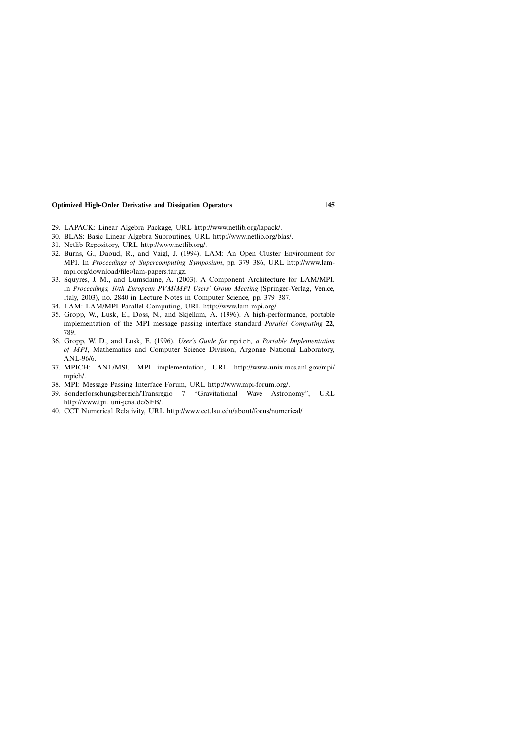29. LAPACK: Linear Algebra Package, URL http://www.netlib.org/lapack/.
30. BLAS: Basic Linear Algebra Subroutines, URL http://www.netlib.org/blas/.
31. Netlib Repository, URL http://www.netlib.org/.
32. Burns, G., Daoud, R., and Vaigl, J. (1994). LAM: An Open Cluster Environment for MPI. In *Proceedings of Supercomputing Symposium*, pp. 379–386, URL http://www.lam-mpi.org/download/files/lam-papers.tar.gz.
33. Squyres, J. M., and Lumsdaine, A. (2003). A Component Architecture for LAM/MPI. In *Proceedings, 10th European PVM/MPI Users' Group Meeting* (Springer-Verlag, Venice, Italy, 2003), no. 2840 in Lecture Notes in Computer Science, pp. 379–387.
34. LAM: LAM/MPI Parallel Computing, URL http://www.lam-mpi.org/
35. Gropp, W., Lusk, E., Doss, N., and Skjellum, A. (1996). A high-performance, portable implementation of the MPI message passing interface standard *Parallel Computing* **22**, 789.
36. Gropp, W. D., and Lusk, E. (1996). *User's Guide for* `mpich`*, a Portable Implementation of MPI*, Mathematics and Computer Science Division, Argonne National Laboratory, ANL-96/6.
37. MPICH: ANL/MSU MPI implementation, URL http://www-unix.mcs.anl.gov/mpi/mpich/.
38. MPI: Message Passing Interface Forum, URL http://www.mpi-forum.org/.
39. Sonderforschungsbereich/Transregio 7 "Gravitational Wave Astronomy", URL http://www.tpi. uni-jena.de/SFB/.
40. CCT Numerical Relativity, URL http://www.cct.lsu.edu/about/focus/numerical/